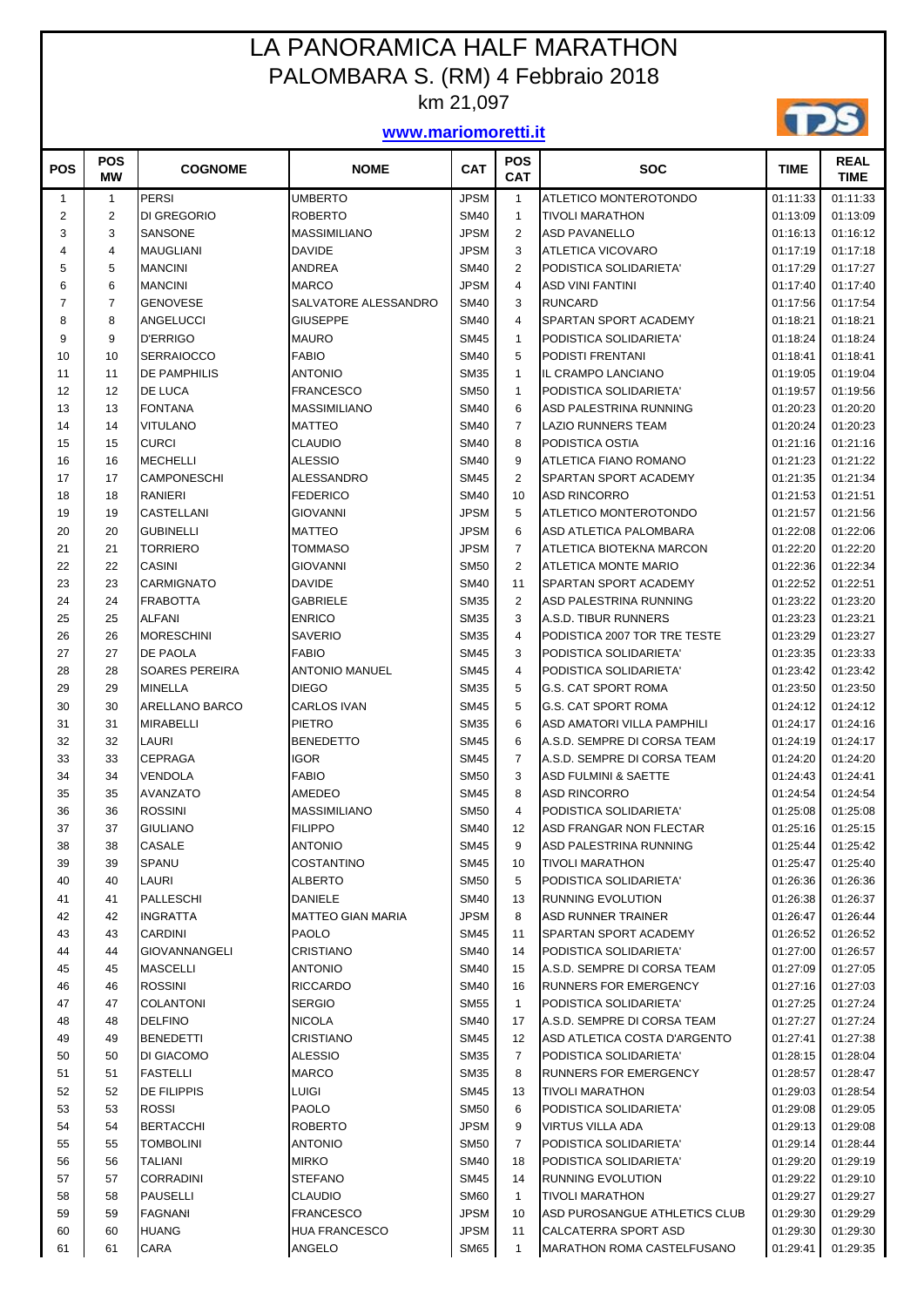# LA PANORAMICA HALF MARATHON

## PALOMBARA S. (RM) 4 Febbraio 2018

### km 21,097

**www.mariomoretti.it**

| POS | POS MW | COGNOME | NOME | CAT | POS CAT | SOC | TIME | REAL TIME |
|---|---|---|---|---|---|---|---|---|
| 1 | 1 | PERSI | UMBERTO | JPSM | 1 | ATLETICO MONTEROTONDO | 01:11:33 | 01:11:33 |
| 2 | 2 | DI GREGORIO | ROBERTO | SM40 | 1 | TIVOLI MARATHON | 01:13:09 | 01:13:09 |
| 3 | 3 | SANSONE | MASSIMILIANO | JPSM | 2 | ASD PAVANELLO | 01:16:13 | 01:16:12 |
| 4 | 4 | MAUGLIANI | DAVIDE | JPSM | 3 | ATLETICA VICOVARO | 01:17:19 | 01:17:18 |
| 5 | 5 | MANCINI | ANDREA | SM40 | 2 | PODISTICA SOLIDARIETA' | 01:17:29 | 01:17:27 |
| 6 | 6 | MANCINI | MARCO | JPSM | 4 | ASD VINI FANTINI | 01:17:40 | 01:17:40 |
| 7 | 7 | GENOVESE | SALVATORE ALESSANDRO | SM40 | 3 | RUNCARD | 01:17:56 | 01:17:54 |
| 8 | 8 | ANGELUCCI | GIUSEPPE | SM40 | 4 | SPARTAN SPORT ACADEMY | 01:18:21 | 01:18:21 |
| 9 | 9 | D'ERRIGO | MAURO | SM45 | 1 | PODISTICA SOLIDARIETA' | 01:18:24 | 01:18:24 |
| 10 | 10 | SERRAIOCCO | FABIO | SM40 | 5 | PODISTI FRENTANI | 01:18:41 | 01:18:41 |
| 11 | 11 | DE PAMPHILIS | ANTONIO | SM35 | 1 | IL CRAMPO LANCIANO | 01:19:05 | 01:19:04 |
| 12 | 12 | DE LUCA | FRANCESCO | SM50 | 1 | PODISTICA SOLIDARIETA' | 01:19:57 | 01:19:56 |
| 13 | 13 | FONTANA | MASSIMILIANO | SM40 | 6 | ASD PALESTRINA RUNNING | 01:20:23 | 01:20:20 |
| 14 | 14 | VITULANO | MATTEO | SM40 | 7 | LAZIO RUNNERS TEAM | 01:20:24 | 01:20:23 |
| 15 | 15 | CURCI | CLAUDIO | SM40 | 8 | PODISTICA OSTIA | 01:21:16 | 01:21:16 |
| 16 | 16 | MECHELLI | ALESSIO | SM40 | 9 | ATLETICA FIANO ROMANO | 01:21:23 | 01:21:22 |
| 17 | 17 | CAMPONESCHI | ALESSANDRO | SM45 | 2 | SPARTAN SPORT ACADEMY | 01:21:35 | 01:21:34 |
| 18 | 18 | RANIERI | FEDERICO | SM40 | 10 | ASD RINCORRO | 01:21:53 | 01:21:51 |
| 19 | 19 | CASTELLANI | GIOVANNI | JPSM | 5 | ATLETICO MONTEROTONDO | 01:21:57 | 01:21:56 |
| 20 | 20 | GUBINELLI | MATTEO | JPSM | 6 | ASD ATLETICA PALOMBARA | 01:22:08 | 01:22:06 |
| 21 | 21 | TORRIERO | TOMMASO | JPSM | 7 | ATLETICA BIOTEKNA MARCON | 01:22:20 | 01:22:20 |
| 22 | 22 | CASINI | GIOVANNI | SM50 | 2 | ATLETICA MONTE MARIO | 01:22:36 | 01:22:34 |
| 23 | 23 | CARMIGNATO | DAVIDE | SM40 | 11 | SPARTAN SPORT ACADEMY | 01:22:52 | 01:22:51 |
| 24 | 24 | FRABOTTA | GABRIELE | SM35 | 2 | ASD PALESTRINA RUNNING | 01:23:22 | 01:23:20 |
| 25 | 25 | ALFANI | ENRICO | SM35 | 3 | A.S.D. TIBUR RUNNERS | 01:23:23 | 01:23:21 |
| 26 | 26 | MORESCHINI | SAVERIO | SM35 | 4 | PODISTICA 2007 TOR TRE TESTE | 01:23:29 | 01:23:27 |
| 27 | 27 | DE PAOLA | FABIO | SM45 | 3 | PODISTICA SOLIDARIETA' | 01:23:35 | 01:23:33 |
| 28 | 28 | SOARES PEREIRA | ANTONIO MANUEL | SM45 | 4 | PODISTICA SOLIDARIETA' | 01:23:42 | 01:23:42 |
| 29 | 29 | MINELLA | DIEGO | SM35 | 5 | G.S. CAT SPORT ROMA | 01:23:50 | 01:23:50 |
| 30 | 30 | ARELLANO BARCO | CARLOS IVAN | SM45 | 5 | G.S. CAT SPORT ROMA | 01:24:12 | 01:24:12 |
| 31 | 31 | MIRABELLI | PIETRO | SM35 | 6 | ASD AMATORI VILLA PAMPHILI | 01:24:17 | 01:24:16 |
| 32 | 32 | LAURI | BENEDETTO | SM45 | 6 | A.S.D. SEMPRE DI CORSA TEAM | 01:24:19 | 01:24:17 |
| 33 | 33 | CEPRAGA | IGOR | SM45 | 7 | A.S.D. SEMPRE DI CORSA TEAM | 01:24:20 | 01:24:20 |
| 34 | 34 | VENDOLA | FABIO | SM50 | 3 | ASD FULMINI & SAETTE | 01:24:43 | 01:24:41 |
| 35 | 35 | AVANZATO | AMEDEO | SM45 | 8 | ASD RINCORRO | 01:24:54 | 01:24:54 |
| 36 | 36 | ROSSINI | MASSIMILIANO | SM50 | 4 | PODISTICA SOLIDARIETA' | 01:25:08 | 01:25:08 |
| 37 | 37 | GIULIANO | FILIPPO | SM40 | 12 | ASD FRANGAR NON FLECTAR | 01:25:16 | 01:25:15 |
| 38 | 38 | CASALE | ANTONIO | SM45 | 9 | ASD PALESTRINA RUNNING | 01:25:44 | 01:25:42 |
| 39 | 39 | SPANU | COSTANTINO | SM45 | 10 | TIVOLI MARATHON | 01:25:47 | 01:25:40 |
| 40 | 40 | LAURI | ALBERTO | SM50 | 5 | PODISTICA SOLIDARIETA' | 01:26:36 | 01:26:36 |
| 41 | 41 | PALLESCHI | DANIELE | SM40 | 13 | RUNNING EVOLUTION | 01:26:38 | 01:26:37 |
| 42 | 42 | INGRATTA | MATTEO GIAN MARIA | JPSM | 8 | ASD RUNNER TRAINER | 01:26:47 | 01:26:44 |
| 43 | 43 | CARDINI | PAOLO | SM45 | 11 | SPARTAN SPORT ACADEMY | 01:26:52 | 01:26:52 |
| 44 | 44 | GIOVANNANGELI | CRISTIANO | SM40 | 14 | PODISTICA SOLIDARIETA' | 01:27:00 | 01:26:57 |
| 45 | 45 | MASCELLI | ANTONIO | SM40 | 15 | A.S.D. SEMPRE DI CORSA TEAM | 01:27:09 | 01:27:05 |
| 46 | 46 | ROSSINI | RICCARDO | SM40 | 16 | RUNNERS FOR EMERGENCY | 01:27:16 | 01:27:03 |
| 47 | 47 | COLANTONI | SERGIO | SM55 | 1 | PODISTICA SOLIDARIETA' | 01:27:25 | 01:27:24 |
| 48 | 48 | DELFINO | NICOLA | SM40 | 17 | A.S.D. SEMPRE DI CORSA TEAM | 01:27:27 | 01:27:24 |
| 49 | 49 | BENEDETTI | CRISTIANO | SM45 | 12 | ASD ATLETICA COSTA D'ARGENTO | 01:27:41 | 01:27:38 |
| 50 | 50 | DI GIACOMO | ALESSIO | SM35 | 7 | PODISTICA SOLIDARIETA' | 01:28:15 | 01:28:04 |
| 51 | 51 | FASTELLI | MARCO | SM35 | 8 | RUNNERS FOR EMERGENCY | 01:28:57 | 01:28:47 |
| 52 | 52 | DE FILIPPIS | LUIGI | SM45 | 13 | TIVOLI MARATHON | 01:29:03 | 01:28:54 |
| 53 | 53 | ROSSI | PAOLO | SM50 | 6 | PODISTICA SOLIDARIETA' | 01:29:08 | 01:29:05 |
| 54 | 54 | BERTACCHI | ROBERTO | JPSM | 9 | VIRTUS VILLA ADA | 01:29:13 | 01:29:08 |
| 55 | 55 | TOMBOLINI | ANTONIO | SM50 | 7 | PODISTICA SOLIDARIETA' | 01:29:14 | 01:28:44 |
| 56 | 56 | TALIANI | MIRKO | SM40 | 18 | PODISTICA SOLIDARIETA' | 01:29:20 | 01:29:19 |
| 57 | 57 | CORRADINI | STEFANO | SM45 | 14 | RUNNING EVOLUTION | 01:29:22 | 01:29:10 |
| 58 | 58 | PAUSELLI | CLAUDIO | SM60 | 1 | TIVOLI MARATHON | 01:29:27 | 01:29:27 |
| 59 | 59 | FAGNANI | FRANCESCO | JPSM | 10 | ASD PUROSANGUE ATHLETICS CLUB | 01:29:30 | 01:29:29 |
| 60 | 60 | HUANG | HUA FRANCESCO | JPSM | 11 | CALCATERRA SPORT ASD | 01:29:30 | 01:29:30 |
| 61 | 61 | CARA | ANGELO | SM65 | 1 | MARATHON ROMA CASTELFUSANO | 01:29:41 | 01:29:35 |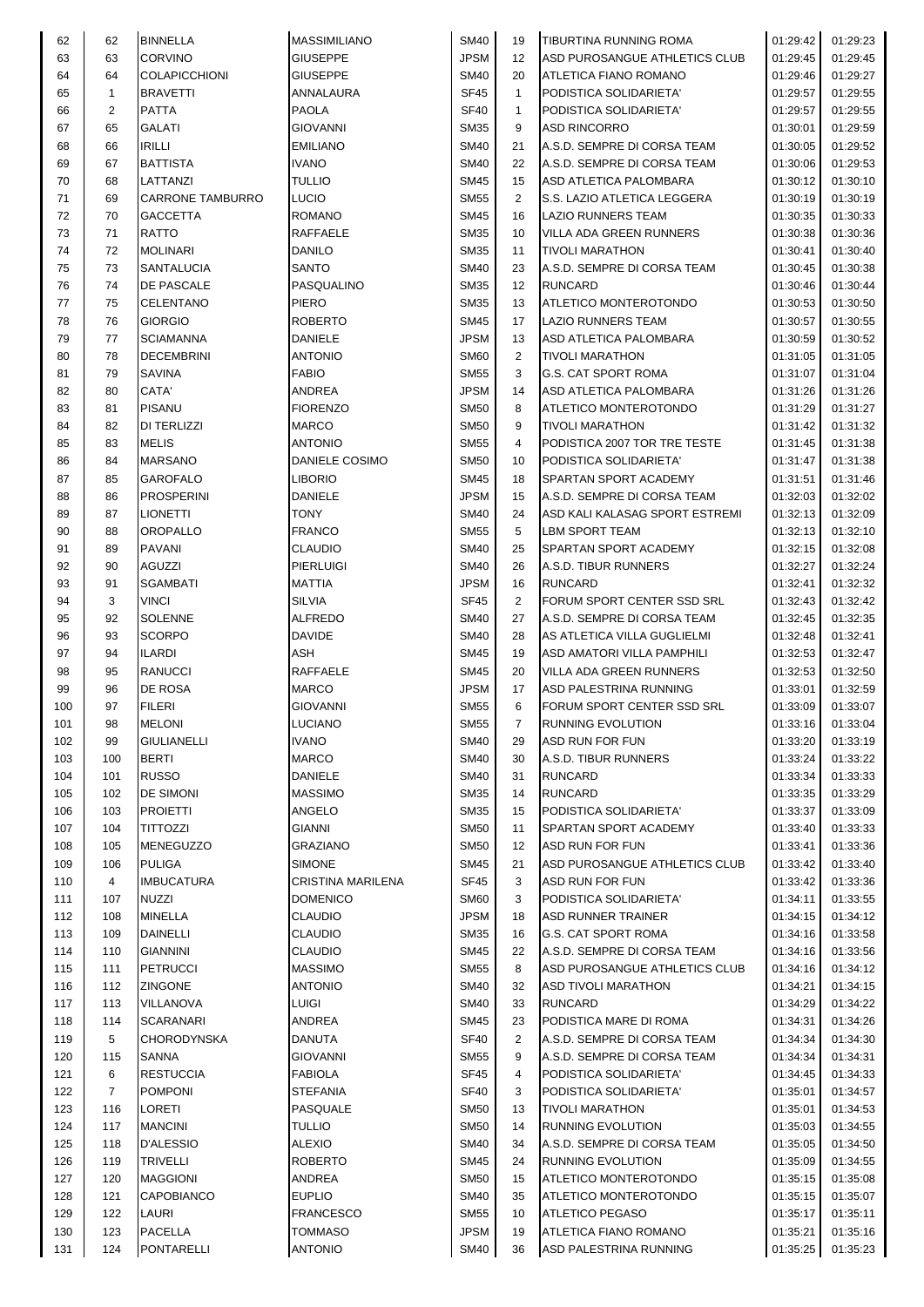| | | | | | | | | |
|---|---|---|---|---|---|---|---|---|
| 62 | 62 | BINNELLA | MASSIMILIANO | SM40 | 19 | TIBURTINA RUNNING ROMA | 01:29:42 | 01:29:23 |
| 63 | 63 | CORVINO | GIUSEPPE | JPSM | 12 | ASD PUROSANGUE ATHLETICS CLUB | 01:29:45 | 01:29:45 |
| 64 | 64 | COLAPICCHIONI | GIUSEPPE | SM40 | 20 | ATLETICA FIANO ROMANO | 01:29:46 | 01:29:27 |
| 65 | 1 | BRAVETTI | ANNALAURA | SF45 | 1 | PODISTICA SOLIDARIETA' | 01:29:57 | 01:29:55 |
| 66 | 2 | PATTA | PAOLA | SF40 | 1 | PODISTICA SOLIDARIETA' | 01:29:57 | 01:29:55 |
| 67 | 65 | GALATI | GIOVANNI | SM35 | 9 | ASD RINCORRO | 01:30:01 | 01:29:59 |
| 68 | 66 | IRILLI | EMILIANO | SM40 | 21 | A.S.D. SEMPRE DI CORSA TEAM | 01:30:05 | 01:29:52 |
| 69 | 67 | BATTISTA | IVANO | SM40 | 22 | A.S.D. SEMPRE DI CORSA TEAM | 01:30:06 | 01:29:53 |
| 70 | 68 | LATTANZI | TULLIO | SM45 | 15 | ASD ATLETICA PALOMBARA | 01:30:12 | 01:30:10 |
| 71 | 69 | CARRONE TAMBURRO | LUCIO | SM55 | 2 | S.S. LAZIO ATLETICA LEGGERA | 01:30:19 | 01:30:19 |
| 72 | 70 | GACCETTA | ROMANO | SM45 | 16 | LAZIO RUNNERS TEAM | 01:30:35 | 01:30:33 |
| 73 | 71 | RATTO | RAFFAELE | SM35 | 10 | VILLA ADA GREEN RUNNERS | 01:30:38 | 01:30:36 |
| 74 | 72 | MOLINARI | DANILO | SM35 | 11 | TIVOLI MARATHON | 01:30:41 | 01:30:40 |
| 75 | 73 | SANTALUCIA | SANTO | SM40 | 23 | A.S.D. SEMPRE DI CORSA TEAM | 01:30:45 | 01:30:38 |
| 76 | 74 | DE PASCALE | PASQUALINO | SM35 | 12 | RUNCARD | 01:30:46 | 01:30:44 |
| 77 | 75 | CELENTANO | PIERO | SM35 | 13 | ATLETICO MONTEROTONDO | 01:30:53 | 01:30:50 |
| 78 | 76 | GIORGIO | ROBERTO | SM45 | 17 | LAZIO RUNNERS TEAM | 01:30:57 | 01:30:55 |
| 79 | 77 | SCIAMANNA | DANIELE | JPSM | 13 | ASD ATLETICA PALOMBARA | 01:30:59 | 01:30:52 |
| 80 | 78 | DECEMBRINI | ANTONIO | SM60 | 2 | TIVOLI MARATHON | 01:31:05 | 01:31:05 |
| 81 | 79 | SAVINA | FABIO | SM55 | 3 | G.S. CAT SPORT ROMA | 01:31:07 | 01:31:04 |
| 82 | 80 | CATA' | ANDREA | JPSM | 14 | ASD ATLETICA PALOMBARA | 01:31:26 | 01:31:26 |
| 83 | 81 | PISANU | FIORENZO | SM50 | 8 | ATLETICO MONTEROTONDO | 01:31:29 | 01:31:27 |
| 84 | 82 | DI TERLIZZI | MARCO | SM50 | 9 | TIVOLI MARATHON | 01:31:42 | 01:31:32 |
| 85 | 83 | MELIS | ANTONIO | SM55 | 4 | PODISTICA 2007 TOR TRE TESTE | 01:31:45 | 01:31:38 |
| 86 | 84 | MARSANO | DANIELE COSIMO | SM50 | 10 | PODISTICA SOLIDARIETA' | 01:31:47 | 01:31:38 |
| 87 | 85 | GAROFALO | LIBORIO | SM45 | 18 | SPARTAN SPORT ACADEMY | 01:31:51 | 01:31:46 |
| 88 | 86 | PROSPERINI | DANIELE | JPSM | 15 | A.S.D. SEMPRE DI CORSA TEAM | 01:32:03 | 01:32:02 |
| 89 | 87 | LIONETTI | TONY | SM40 | 24 | ASD KALI KALASAG SPORT ESTREMI | 01:32:13 | 01:32:09 |
| 90 | 88 | OROPALLO | FRANCO | SM55 | 5 | LBM SPORT TEAM | 01:32:13 | 01:32:10 |
| 91 | 89 | PAVANI | CLAUDIO | SM40 | 25 | SPARTAN SPORT ACADEMY | 01:32:15 | 01:32:08 |
| 92 | 90 | AGUZZI | PIERLUIGI | SM40 | 26 | A.S.D. TIBUR RUNNERS | 01:32:27 | 01:32:24 |
| 93 | 91 | SGAMBATI | MATTIA | JPSM | 16 | RUNCARD | 01:32:41 | 01:32:32 |
| 94 | 3 | VINCI | SILVIA | SF45 | 2 | FORUM SPORT CENTER SSD SRL | 01:32:43 | 01:32:42 |
| 95 | 92 | SOLENNE | ALFREDO | SM40 | 27 | A.S.D. SEMPRE DI CORSA TEAM | 01:32:45 | 01:32:35 |
| 96 | 93 | SCORPO | DAVIDE | SM40 | 28 | AS ATLETICA VILLA GUGLIELMI | 01:32:48 | 01:32:41 |
| 97 | 94 | ILARDI | ASH | SM45 | 19 | ASD AMATORI VILLA PAMPHILI | 01:32:53 | 01:32:47 |
| 98 | 95 | RANUCCI | RAFFAELE | SM45 | 20 | VILLA ADA GREEN RUNNERS | 01:32:53 | 01:32:50 |
| 99 | 96 | DE ROSA | MARCO | JPSM | 17 | ASD PALESTRINA RUNNING | 01:33:01 | 01:32:59 |
| 100 | 97 | FILERI | GIOVANNI | SM55 | 6 | FORUM SPORT CENTER SSD SRL | 01:33:09 | 01:33:07 |
| 101 | 98 | MELONI | LUCIANO | SM55 | 7 | RUNNING EVOLUTION | 01:33:16 | 01:33:04 |
| 102 | 99 | GIULIANELLI | IVANO | SM40 | 29 | ASD RUN FOR FUN | 01:33:20 | 01:33:19 |
| 103 | 100 | BERTI | MARCO | SM40 | 30 | A.S.D. TIBUR RUNNERS | 01:33:24 | 01:33:22 |
| 104 | 101 | RUSSO | DANIELE | SM40 | 31 | RUNCARD | 01:33:34 | 01:33:33 |
| 105 | 102 | DE SIMONI | MASSIMO | SM35 | 14 | RUNCARD | 01:33:35 | 01:33:29 |
| 106 | 103 | PROIETTI | ANGELO | SM35 | 15 | PODISTICA SOLIDARIETA' | 01:33:37 | 01:33:09 |
| 107 | 104 | TITTOZZI | GIANNI | SM50 | 11 | SPARTAN SPORT ACADEMY | 01:33:40 | 01:33:33 |
| 108 | 105 | MENEGUZZO | GRAZIANO | SM50 | 12 | ASD RUN FOR FUN | 01:33:41 | 01:33:36 |
| 109 | 106 | PULIGA | SIMONE | SM45 | 21 | ASD PUROSANGUE ATHLETICS CLUB | 01:33:42 | 01:33:40 |
| 110 | 4 | IMBUCATURA | CRISTINA MARILENA | SF45 | 3 | ASD RUN FOR FUN | 01:33:42 | 01:33:36 |
| 111 | 107 | NUZZI | DOMENICO | SM60 | 3 | PODISTICA SOLIDARIETA' | 01:34:11 | 01:33:55 |
| 112 | 108 | MINELLA | CLAUDIO | JPSM | 18 | ASD RUNNER TRAINER | 01:34:15 | 01:34:12 |
| 113 | 109 | DAINELLI | CLAUDIO | SM35 | 16 | G.S. CAT SPORT ROMA | 01:34:16 | 01:33:58 |
| 114 | 110 | GIANNINI | CLAUDIO | SM45 | 22 | A.S.D. SEMPRE DI CORSA TEAM | 01:34:16 | 01:33:56 |
| 115 | 111 | PETRUCCI | MASSIMO | SM55 | 8 | ASD PUROSANGUE ATHLETICS CLUB | 01:34:16 | 01:34:12 |
| 116 | 112 | ZINGONE | ANTONIO | SM40 | 32 | ASD TIVOLI MARATHON | 01:34:21 | 01:34:15 |
| 117 | 113 | VILLANOVA | LUIGI | SM40 | 33 | RUNCARD | 01:34:29 | 01:34:22 |
| 118 | 114 | SCARANARI | ANDREA | SM45 | 23 | PODISTICA MARE DI ROMA | 01:34:31 | 01:34:26 |
| 119 | 5 | CHORODYNSKA | DANUTA | SF40 | 2 | A.S.D. SEMPRE DI CORSA TEAM | 01:34:34 | 01:34:30 |
| 120 | 115 | SANNA | GIOVANNI | SM55 | 9 | A.S.D. SEMPRE DI CORSA TEAM | 01:34:34 | 01:34:31 |
| 121 | 6 | RESTUCCIA | FABIOLA | SF45 | 4 | PODISTICA SOLIDARIETA' | 01:34:45 | 01:34:33 |
| 122 | 7 | POMPONI | STEFANIA | SF40 | 3 | PODISTICA SOLIDARIETA' | 01:35:01 | 01:34:57 |
| 123 | 116 | LORETI | PASQUALE | SM50 | 13 | TIVOLI MARATHON | 01:35:01 | 01:34:53 |
| 124 | 117 | MANCINI | TULLIO | SM50 | 14 | RUNNING EVOLUTION | 01:35:03 | 01:34:55 |
| 125 | 118 | D'ALESSIO | ALEXIO | SM40 | 34 | A.S.D. SEMPRE DI CORSA TEAM | 01:35:05 | 01:34:50 |
| 126 | 119 | TRIVELLI | ROBERTO | SM45 | 24 | RUNNING EVOLUTION | 01:35:09 | 01:34:55 |
| 127 | 120 | MAGGIONI | ANDREA | SM50 | 15 | ATLETICO MONTEROTONDO | 01:35:15 | 01:35:08 |
| 128 | 121 | CAPOBIANCO | EUPLIO | SM40 | 35 | ATLETICO MONTEROTONDO | 01:35:15 | 01:35:07 |
| 129 | 122 | LAURI | FRANCESCO | SM55 | 10 | ATLETICO PEGASO | 01:35:17 | 01:35:11 |
| 130 | 123 | PACELLA | TOMMASO | JPSM | 19 | ATLETICA FIANO ROMANO | 01:35:21 | 01:35:16 |
| 131 | 124 | PONTARELLI | ANTONIO | SM40 | 36 | ASD PALESTRINA RUNNING | 01:35:25 | 01:35:23 |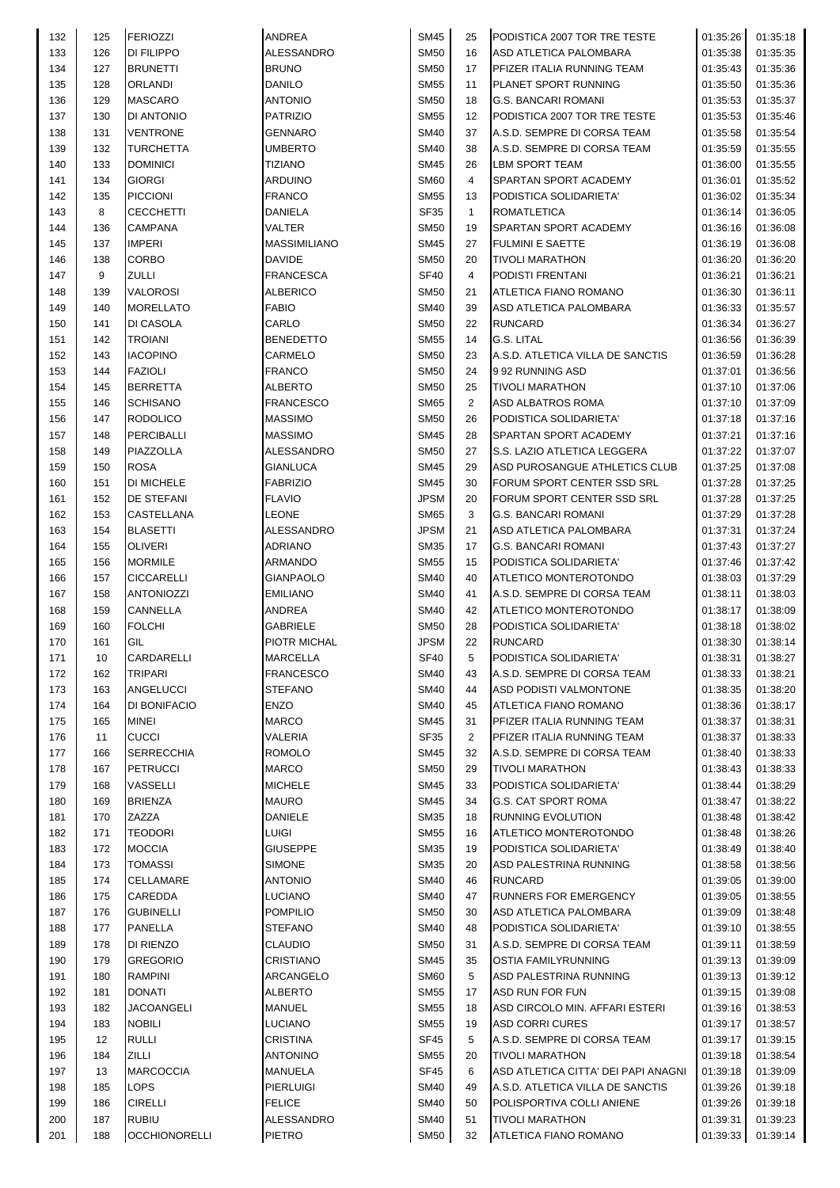| 132 | 125 | FERIOZZI | ANDREA | SM45 | 25 | PODISTICA 2007 TOR TRE TESTE | 01:35:26 | 01:35:18 |
|---|---|---|---|---|---|---|---|---|
| 133 | 126 | DI FILIPPO | ALESSANDRO | SM50 | 16 | ASD ATLETICA PALOMBARA | 01:35:38 | 01:35:35 |
| 134 | 127 | BRUNETTI | BRUNO | SM50 | 17 | PFIZER ITALIA RUNNING TEAM | 01:35:43 | 01:35:36 |
| 135 | 128 | ORLANDI | DANILO | SM55 | 11 | PLANET SPORT RUNNING | 01:35:50 | 01:35:36 |
| 136 | 129 | MASCARO | ANTONIO | SM50 | 18 | G.S. BANCARI ROMANI | 01:35:53 | 01:35:37 |
| 137 | 130 | DI ANTONIO | PATRIZIO | SM55 | 12 | PODISTICA 2007 TOR TRE TESTE | 01:35:53 | 01:35:46 |
| 138 | 131 | VENTRONE | GENNARO | SM40 | 37 | A.S.D. SEMPRE DI CORSA TEAM | 01:35:58 | 01:35:54 |
| 139 | 132 | TURCHETTA | UMBERTO | SM40 | 38 | A.S.D. SEMPRE DI CORSA TEAM | 01:35:59 | 01:35:55 |
| 140 | 133 | DOMINICI | TIZIANO | SM45 | 26 | LBM SPORT TEAM | 01:36:00 | 01:35:55 |
| 141 | 134 | GIORGI | ARDUINO | SM60 | 4 | SPARTAN SPORT ACADEMY | 01:36:01 | 01:35:52 |
| 142 | 135 | PICCIONI | FRANCO | SM55 | 13 | PODISTICA SOLIDARIETA' | 01:36:02 | 01:35:34 |
| 143 | 8 | CECCHETTI | DANIELA | SF35 | 1 | ROMATLETICA | 01:36:14 | 01:36:05 |
| 144 | 136 | CAMPANA | VALTER | SM50 | 19 | SPARTAN SPORT ACADEMY | 01:36:16 | 01:36:08 |
| 145 | 137 | IMPERI | MASSIMILIANO | SM45 | 27 | FULMINI E SAETTE | 01:36:19 | 01:36:08 |
| 146 | 138 | CORBO | DAVIDE | SM50 | 20 | TIVOLI MARATHON | 01:36:20 | 01:36:20 |
| 147 | 9 | ZULLI | FRANCESCA | SF40 | 4 | PODISTI FRENTANI | 01:36:21 | 01:36:21 |
| 148 | 139 | VALOROSI | ALBERICO | SM50 | 21 | ATLETICA FIANO ROMANO | 01:36:30 | 01:36:11 |
| 149 | 140 | MORELLATO | FABIO | SM40 | 39 | ASD ATLETICA PALOMBARA | 01:36:33 | 01:35:57 |
| 150 | 141 | DI CASOLA | CARLO | SM50 | 22 | RUNCARD | 01:36:34 | 01:36:27 |
| 151 | 142 | TROIANI | BENEDETTO | SM55 | 14 | G.S. LITAL | 01:36:56 | 01:36:39 |
| 152 | 143 | IACOPINO | CARMELO | SM50 | 23 | A.S.D. ATLETICA VILLA DE SANCTIS | 01:36:59 | 01:36:28 |
| 153 | 144 | FAZIOLI | FRANCO | SM50 | 24 | 9 92 RUNNING ASD | 01:37:01 | 01:36:56 |
| 154 | 145 | BERRETTA | ALBERTO | SM50 | 25 | TIVOLI MARATHON | 01:37:10 | 01:37:06 |
| 155 | 146 | SCHISANO | FRANCESCO | SM65 | 2 | ASD ALBATROS ROMA | 01:37:10 | 01:37:09 |
| 156 | 147 | RODOLICO | MASSIMO | SM50 | 26 | PODISTICA SOLIDARIETA' | 01:37:18 | 01:37:16 |
| 157 | 148 | PERCIBALLI | MASSIMO | SM45 | 28 | SPARTAN SPORT ACADEMY | 01:37:21 | 01:37:16 |
| 158 | 149 | PIAZZOLLA | ALESSANDRO | SM50 | 27 | S.S. LAZIO ATLETICA LEGGERA | 01:37:22 | 01:37:07 |
| 159 | 150 | ROSA | GIANLUCA | SM45 | 29 | ASD PUROSANGUE ATHLETICS CLUB | 01:37:25 | 01:37:08 |
| 160 | 151 | DI MICHELE | FABRIZIO | SM45 | 30 | FORUM SPORT CENTER SSD SRL | 01:37:28 | 01:37:25 |
| 161 | 152 | DE STEFANI | FLAVIO | JPSM | 20 | FORUM SPORT CENTER SSD SRL | 01:37:28 | 01:37:25 |
| 162 | 153 | CASTELLANA | LEONE | SM65 | 3 | G.S. BANCARI ROMANI | 01:37:29 | 01:37:28 |
| 163 | 154 | BLASETTI | ALESSANDRO | JPSM | 21 | ASD ATLETICA PALOMBARA | 01:37:31 | 01:37:24 |
| 164 | 155 | OLIVERI | ADRIANO | SM35 | 17 | G.S. BANCARI ROMANI | 01:37:43 | 01:37:27 |
| 165 | 156 | MORMILE | ARMANDO | SM55 | 15 | PODISTICA SOLIDARIETA' | 01:37:46 | 01:37:42 |
| 166 | 157 | CICCARELLI | GIANPAOLO | SM40 | 40 | ATLETICO MONTEROTONDO | 01:38:03 | 01:37:29 |
| 167 | 158 | ANTONIOZZI | EMILIANO | SM40 | 41 | A.S.D. SEMPRE DI CORSA TEAM | 01:38:11 | 01:38:03 |
| 168 | 159 | CANNELLA | ANDREA | SM40 | 42 | ATLETICO MONTEROTONDO | 01:38:17 | 01:38:09 |
| 169 | 160 | FOLCHI | GABRIELE | SM50 | 28 | PODISTICA SOLIDARIETA' | 01:38:18 | 01:38:02 |
| 170 | 161 | GIL | PIOTR MICHAL | JPSM | 22 | RUNCARD | 01:38:30 | 01:38:14 |
| 171 | 10 | CARDARELLI | MARCELLA | SF40 | 5 | PODISTICA SOLIDARIETA' | 01:38:31 | 01:38:27 |
| 172 | 162 | TRIPARI | FRANCESCO | SM40 | 43 | A.S.D. SEMPRE DI CORSA TEAM | 01:38:33 | 01:38:21 |
| 173 | 163 | ANGELUCCI | STEFANO | SM40 | 44 | ASD PODISTI VALMONTONE | 01:38:35 | 01:38:20 |
| 174 | 164 | DI BONIFACIO | ENZO | SM40 | 45 | ATLETICA FIANO ROMANO | 01:38:36 | 01:38:17 |
| 175 | 165 | MINEI | MARCO | SM45 | 31 | PFIZER ITALIA RUNNING TEAM | 01:38:37 | 01:38:31 |
| 176 | 11 | CUCCI | VALERIA | SF35 | 2 | PFIZER ITALIA RUNNING TEAM | 01:38:37 | 01:38:33 |
| 177 | 166 | SERRECCHIA | ROMOLO | SM45 | 32 | A.S.D. SEMPRE DI CORSA TEAM | 01:38:40 | 01:38:33 |
| 178 | 167 | PETRUCCI | MARCO | SM50 | 29 | TIVOLI MARATHON | 01:38:43 | 01:38:33 |
| 179 | 168 | VASSELLI | MICHELE | SM45 | 33 | PODISTICA SOLIDARIETA' | 01:38:44 | 01:38:29 |
| 180 | 169 | BRIENZA | MAURO | SM45 | 34 | G.S. CAT SPORT ROMA | 01:38:47 | 01:38:22 |
| 181 | 170 | ZAZZA | DANIELE | SM35 | 18 | RUNNING EVOLUTION | 01:38:48 | 01:38:42 |
| 182 | 171 | TEODORI | LUIGI | SM55 | 16 | ATLETICO MONTEROTONDO | 01:38:48 | 01:38:26 |
| 183 | 172 | MOCCIA | GIUSEPPE | SM35 | 19 | PODISTICA SOLIDARIETA' | 01:38:49 | 01:38:40 |
| 184 | 173 | TOMASSI | SIMONE | SM35 | 20 | ASD PALESTRINA RUNNING | 01:38:58 | 01:38:56 |
| 185 | 174 | CELLAMARE | ANTONIO | SM40 | 46 | RUNCARD | 01:39:05 | 01:39:00 |
| 186 | 175 | CAREDDA | LUCIANO | SM40 | 47 | RUNNERS FOR EMERGENCY | 01:39:05 | 01:38:55 |
| 187 | 176 | GUBINELLI | POMPILIO | SM50 | 30 | ASD ATLETICA PALOMBARA | 01:39:09 | 01:38:48 |
| 188 | 177 | PANELLA | STEFANO | SM40 | 48 | PODISTICA SOLIDARIETA' | 01:39:10 | 01:38:55 |
| 189 | 178 | DI RIENZO | CLAUDIO | SM50 | 31 | A.S.D. SEMPRE DI CORSA TEAM | 01:39:11 | 01:38:59 |
| 190 | 179 | GREGORIO | CRISTIANO | SM45 | 35 | OSTIA FAMILYRUNNING | 01:39:13 | 01:39:09 |
| 191 | 180 | RAMPINI | ARCANGELO | SM60 | 5 | ASD PALESTRINA RUNNING | 01:39:13 | 01:39:12 |
| 192 | 181 | DONATI | ALBERTO | SM55 | 17 | ASD RUN FOR FUN | 01:39:15 | 01:39:08 |
| 193 | 182 | JACOANGELI | MANUEL | SM55 | 18 | ASD CIRCOLO MIN. AFFARI ESTERI | 01:39:16 | 01:38:53 |
| 194 | 183 | NOBILI | LUCIANO | SM55 | 19 | ASD CORRI CURES | 01:39:17 | 01:38:57 |
| 195 | 12 | RULLI | CRISTINA | SF45 | 5 | A.S.D. SEMPRE DI CORSA TEAM | 01:39:17 | 01:39:15 |
| 196 | 184 | ZILLI | ANTONINO | SM55 | 20 | TIVOLI MARATHON | 01:39:18 | 01:38:54 |
| 197 | 13 | MARCOCCIA | MANUELA | SF45 | 6 | ASD ATLETICA CITTA' DEI PAPI ANAGNI | 01:39:18 | 01:39:09 |
| 198 | 185 | LOPS | PIERLUIGI | SM40 | 49 | A.S.D. ATLETICA VILLA DE SANCTIS | 01:39:26 | 01:39:18 |
| 199 | 186 | CIRELLI | FELICE | SM40 | 50 | POLISPORTIVA COLLI ANIENE | 01:39:26 | 01:39:18 |
| 200 | 187 | RUBIU | ALESSANDRO | SM40 | 51 | TIVOLI MARATHON | 01:39:31 | 01:39:23 |
| 201 | 188 | OCCHIONORELLI | PIETRO | SM50 | 32 | ATLETICA FIANO ROMANO | 01:39:33 | 01:39:14 |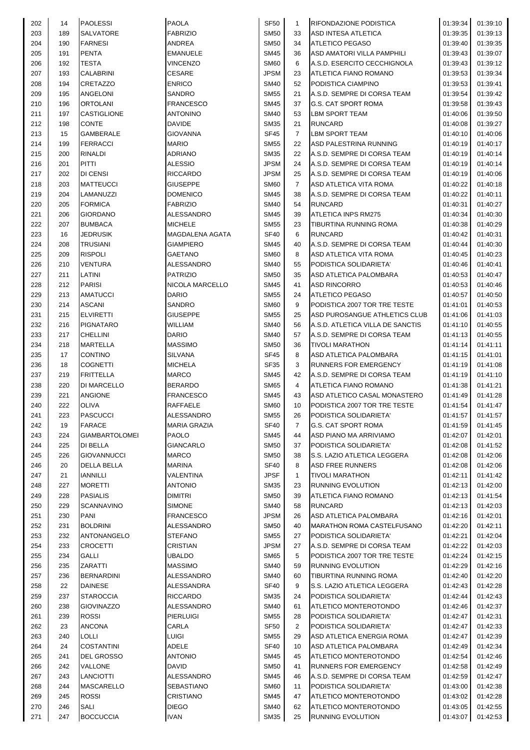| | | | | | | | | |
|---|---|---|---|---|---|---|---|---|
| 202 | 14 | PAOLESSI | PAOLA | SF50 | 1 | RIFONDAZIONE PODISTICA | 01:39:34 | 01:39:10 |
| 203 | 189 | SALVATORE | FABRIZIO | SM50 | 33 | ASD INTESA ATLETICA | 01:39:35 | 01:39:13 |
| 204 | 190 | FARNESI | ANDREA | SM50 | 34 | ATLETICO PEGASO | 01:39:40 | 01:39:35 |
| 205 | 191 | PENTA | EMANUELE | SM45 | 36 | ASD AMATORI VILLA PAMPHILI | 01:39:43 | 01:39:07 |
| 206 | 192 | TESTA | VINCENZO | SM60 | 6 | A.S.D. ESERCITO CECCHIGNOLA | 01:39:43 | 01:39:12 |
| 207 | 193 | CALABRINI | CESARE | JPSM | 23 | ATLETICA FIANO ROMANO | 01:39:53 | 01:39:34 |
| 208 | 194 | CRETAZZO | ENRICO | SM40 | 52 | PODISTICA CIAMPINO | 01:39:53 | 01:39:41 |
| 209 | 195 | ANGELONI | SANDRO | SM55 | 21 | A.S.D. SEMPRE DI CORSA TEAM | 01:39:54 | 01:39:42 |
| 210 | 196 | ORTOLANI | FRANCESCO | SM45 | 37 | G.S. CAT SPORT ROMA | 01:39:58 | 01:39:43 |
| 211 | 197 | CASTIGLIONE | ANTONINO | SM40 | 53 | LBM SPORT TEAM | 01:40:06 | 01:39:50 |
| 212 | 198 | CONTE | DAVIDE | SM35 | 21 | RUNCARD | 01:40:08 | 01:39:27 |
| 213 | 15 | GAMBERALE | GIOVANNA | SF45 | 7 | LBM SPORT TEAM | 01:40:10 | 01:40:06 |
| 214 | 199 | FERRACCI | MARIO | SM55 | 22 | ASD PALESTRINA RUNNING | 01:40:19 | 01:40:17 |
| 215 | 200 | RINALDI | ADRIANO | SM35 | 22 | A.S.D. SEMPRE DI CORSA TEAM | 01:40:19 | 01:40:14 |
| 216 | 201 | PITTI | ALESSIO | JPSM | 24 | A.S.D. SEMPRE DI CORSA TEAM | 01:40:19 | 01:40:14 |
| 217 | 202 | DI CENSI | RICCARDO | JPSM | 25 | A.S.D. SEMPRE DI CORSA TEAM | 01:40:19 | 01:40:06 |
| 218 | 203 | MATTEUCCI | GIUSEPPE | SM60 | 7 | ASD ATLETICA VITA ROMA | 01:40:22 | 01:40:18 |
| 219 | 204 | LAMANUZZI | DOMENICO | SM45 | 38 | A.S.D. SEMPRE DI CORSA TEAM | 01:40:22 | 01:40:11 |
| 220 | 205 | FORMICA | FABRIZIO | SM40 | 54 | RUNCARD | 01:40:31 | 01:40:27 |
| 221 | 206 | GIORDANO | ALESSANDRO | SM45 | 39 | ATLETICA INPS RM275 | 01:40:34 | 01:40:30 |
| 222 | 207 | BUMBACA | MICHELE | SM55 | 23 | TIBURTINA RUNNING ROMA | 01:40:38 | 01:40:29 |
| 223 | 16 | JEDRUSIK | MAGDALENA AGATA | SF40 | 6 | RUNCARD | 01:40:42 | 01:40:31 |
| 224 | 208 | TRUSIANI | GIAMPIERO | SM45 | 40 | A.S.D. SEMPRE DI CORSA TEAM | 01:40:44 | 01:40:30 |
| 225 | 209 | RISPOLI | GAETANO | SM60 | 8 | ASD ATLETICA VITA ROMA | 01:40:45 | 01:40:23 |
| 226 | 210 | VENTURA | ALESSANDRO | SM40 | 55 | PODISTICA SOLIDARIETA' | 01:40:46 | 01:40:41 |
| 227 | 211 | LATINI | PATRIZIO | SM50 | 35 | ASD ATLETICA PALOMBARA | 01:40:53 | 01:40:47 |
| 228 | 212 | PARISI | NICOLA MARCELLO | SM45 | 41 | ASD RINCORRO | 01:40:53 | 01:40:46 |
| 229 | 213 | AMATUCCI | DARIO | SM55 | 24 | ATLETICO PEGASO | 01:40:57 | 01:40:50 |
| 230 | 214 | ASCANI | SANDRO | SM60 | 9 | PODISTICA 2007 TOR TRE TESTE | 01:41:01 | 01:40:53 |
| 231 | 215 | ELVIRETTI | GIUSEPPE | SM55 | 25 | ASD PUROSANGUE ATHLETICS CLUB | 01:41:06 | 01:41:03 |
| 232 | 216 | PIGNATARO | WILLIAM | SM40 | 56 | A.S.D. ATLETICA VILLA DE SANCTIS | 01:41:10 | 01:40:55 |
| 233 | 217 | CHELLINI | DARIO | SM40 | 57 | A.S.D. SEMPRE DI CORSA TEAM | 01:41:13 | 01:40:55 |
| 234 | 218 | MARTELLA | MASSIMO | SM50 | 36 | TIVOLI MARATHON | 01:41:14 | 01:41:11 |
| 235 | 17 | CONTINO | SILVANA | SF45 | 8 | ASD ATLETICA PALOMBARA | 01:41:15 | 01:41:01 |
| 236 | 18 | COGNETTI | MICHELA | SF35 | 3 | RUNNERS FOR EMERGENCY | 01:41:19 | 01:41:08 |
| 237 | 219 | FRITTELLA | MARCO | SM45 | 42 | A.S.D. SEMPRE DI CORSA TEAM | 01:41:19 | 01:41:10 |
| 238 | 220 | DI MARCELLO | BERARDO | SM65 | 4 | ATLETICA FIANO ROMANO | 01:41:38 | 01:41:21 |
| 239 | 221 | ANGIONE | FRANCESCO | SM45 | 43 | ASD ATLETICO CASAL MONASTERO | 01:41:49 | 01:41:28 |
| 240 | 222 | OLIVA | RAFFAELE | SM60 | 10 | PODISTICA 2007 TOR TRE TESTE | 01:41:54 | 01:41:47 |
| 241 | 223 | PASCUCCI | ALESSANDRO | SM55 | 26 | PODISTICA SOLIDARIETA' | 01:41:57 | 01:41:57 |
| 242 | 19 | FARACE | MARIA GRAZIA | SF40 | 7 | G.S. CAT SPORT ROMA | 01:41:59 | 01:41:45 |
| 243 | 224 | GIAMBARTOLOMEI | PAOLO | SM45 | 44 | ASD PIANO MA ARRIVIAMO | 01:42:07 | 01:42:01 |
| 244 | 225 | DI BELLA | GIANCARLO | SM50 | 37 | PODISTICA SOLIDARIETA' | 01:42:08 | 01:41:52 |
| 245 | 226 | GIOVANNUCCI | MARCO | SM50 | 38 | S.S. LAZIO ATLETICA LEGGERA | 01:42:08 | 01:42:06 |
| 246 | 20 | DELLA BELLA | MARINA | SF40 | 8 | ASD FREE RUNNERS | 01:42:08 | 01:42:06 |
| 247 | 21 | IANNILLI | VALENTINA | JPSF | 1 | TIVOLI MARATHON | 01:42:11 | 01:41:42 |
| 248 | 227 | MORETTI | ANTONIO | SM35 | 23 | RUNNING EVOLUTION | 01:42:13 | 01:42:00 |
| 249 | 228 | PASIALIS | DIMITRI | SM50 | 39 | ATLETICA FIANO ROMANO | 01:42:13 | 01:41:54 |
| 250 | 229 | SCANNAVINO | SIMONE | SM40 | 58 | RUNCARD | 01:42:13 | 01:42:03 |
| 251 | 230 | PANI | FRANCESCO | JPSM | 26 | ASD ATLETICA PALOMBARA | 01:42:16 | 01:42:01 |
| 252 | 231 | BOLDRINI | ALESSANDRO | SM50 | 40 | MARATHON ROMA CASTELFUSANO | 01:42:20 | 01:42:11 |
| 253 | 232 | ANTONANGELO | STEFANO | SM55 | 27 | PODISTICA SOLIDARIETA' | 01:42:21 | 01:42:04 |
| 254 | 233 | CROCETTI | CRISTIAN | JPSM | 27 | A.S.D. SEMPRE DI CORSA TEAM | 01:42:22 | 01:42:03 |
| 255 | 234 | GALLI | UBALDO | SM65 | 5 | PODISTICA 2007 TOR TRE TESTE | 01:42:24 | 01:42:15 |
| 256 | 235 | ZARATTI | MASSIMO | SM40 | 59 | RUNNING EVOLUTION | 01:42:29 | 01:42:16 |
| 257 | 236 | BERNARDINI | ALESSANDRO | SM40 | 60 | TIBURTINA RUNNING ROMA | 01:42:40 | 01:42:20 |
| 258 | 22 | DAINESE | ALESSANDRA | SF40 | 9 | S.S. LAZIO ATLETICA LEGGERA | 01:42:43 | 01:42:28 |
| 259 | 237 | STAROCCIA | RICCARDO | SM35 | 24 | PODISTICA SOLIDARIETA' | 01:42:44 | 01:42:43 |
| 260 | 238 | GIOVINAZZO | ALESSANDRO | SM40 | 61 | ATLETICO MONTEROTONDO | 01:42:46 | 01:42:37 |
| 261 | 239 | ROSSI | PIERLUIGI | SM55 | 28 | PODISTICA SOLIDARIETA' | 01:42:47 | 01:42:31 |
| 262 | 23 | ANCONA | CARLA | SF50 | 2 | PODISTICA SOLIDARIETA' | 01:42:47 | 01:42:33 |
| 263 | 240 | LOLLI | LUIGI | SM55 | 29 | ASD ATLETICA ENERGIA ROMA | 01:42:47 | 01:42:39 |
| 264 | 24 | COSTANTINI | ADELE | SF40 | 10 | ASD ATLETICA PALOMBARA | 01:42:49 | 01:42:34 |
| 265 | 241 | DEL GROSSO | ANTONIO | SM45 | 45 | ATLETICO MONTEROTONDO | 01:42:54 | 01:42:46 |
| 266 | 242 | VALLONE | DAVID | SM50 | 41 | RUNNERS FOR EMERGENCY | 01:42:58 | 01:42:49 |
| 267 | 243 | LANCIOTTI | ALESSANDRO | SM45 | 46 | A.S.D. SEMPRE DI CORSA TEAM | 01:42:59 | 01:42:47 |
| 268 | 244 | MASCARELLO | SEBASTIANO | SM60 | 11 | PODISTICA SOLIDARIETA' | 01:43:00 | 01:42:38 |
| 269 | 245 | ROSSI | CRISTIANO | SM45 | 47 | ATLETICO MONTEROTONDO | 01:43:02 | 01:42:28 |
| 270 | 246 | SALI | DIEGO | SM40 | 62 | ATLETICO MONTEROTONDO | 01:43:05 | 01:42:55 |
| 271 | 247 | BOCCUCCIA | IVAN | SM35 | 25 | RUNNING EVOLUTION | 01:43:07 | 01:42:53 |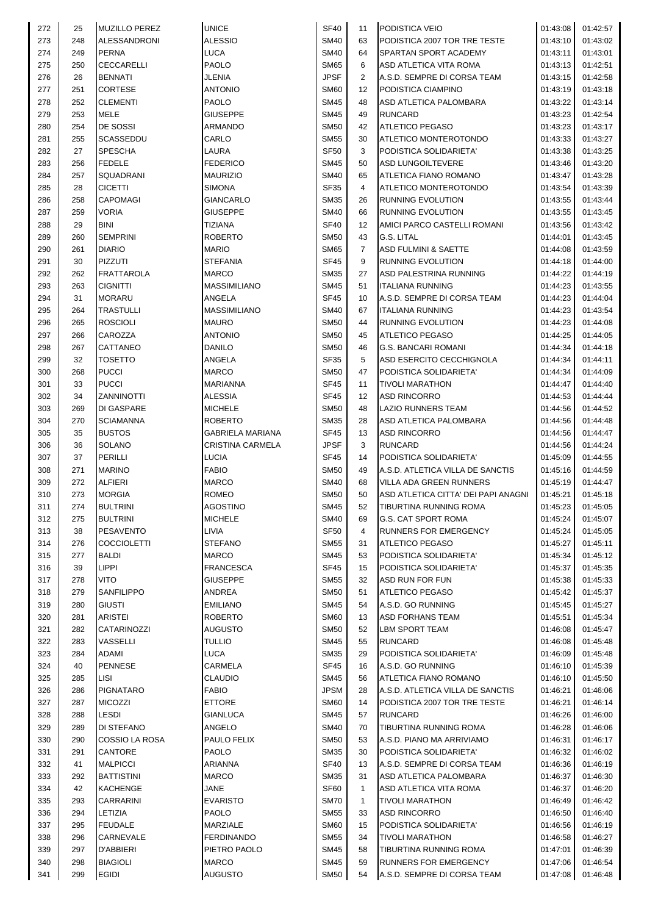| 272 | 25 | MUZILLO PEREZ | UNICE | SF40 | 11 | PODISTICA VEIO | 01:43:08 | 01:42:57 |
|---|---|---|---|---|---|---|---|---|
| 273 | 248 | ALESSANDRONI | ALESSIO | SM40 | 63 | PODISTICA 2007 TOR TRE TESTE | 01:43:10 | 01:43:02 |
| 274 | 249 | PERNA | LUCA | SM40 | 64 | SPARTAN SPORT ACADEMY | 01:43:11 | 01:43:01 |
| 275 | 250 | CECCARELLI | PAOLO | SM65 | 6 | ASD ATLETICA VITA ROMA | 01:43:13 | 01:42:51 |
| 276 | 26 | BENNATI | JLENIA | JPSF | 2 | A.S.D. SEMPRE DI CORSA TEAM | 01:43:15 | 01:42:58 |
| 277 | 251 | CORTESE | ANTONIO | SM60 | 12 | PODISTICA CIAMPINO | 01:43:19 | 01:43:18 |
| 278 | 252 | CLEMENTI | PAOLO | SM45 | 48 | ASD ATLETICA PALOMBARA | 01:43:22 | 01:43:14 |
| 279 | 253 | MELE | GIUSEPPE | SM45 | 49 | RUNCARD | 01:43:23 | 01:42:54 |
| 280 | 254 | DE SOSSI | ARMANDO | SM50 | 42 | ATLETICO PEGASO | 01:43:23 | 01:43:17 |
| 281 | 255 | SCASSEDDU | CARLO | SM55 | 30 | ATLETICO MONTEROTONDO | 01:43:33 | 01:43:27 |
| 282 | 27 | SPESCHA | LAURA | SF50 | 3 | PODISTICA SOLIDARIETA' | 01:43:38 | 01:43:25 |
| 283 | 256 | FEDELE | FEDERICO | SM45 | 50 | ASD LUNGOILTEVERE | 01:43:46 | 01:43:20 |
| 284 | 257 | SQUADRANI | MAURIZIO | SM40 | 65 | ATLETICA FIANO ROMANO | 01:43:47 | 01:43:28 |
| 285 | 28 | CICETTI | SIMONA | SF35 | 4 | ATLETICO MONTEROTONDO | 01:43:54 | 01:43:39 |
| 286 | 258 | CAPOMAGI | GIANCARLO | SM35 | 26 | RUNNING EVOLUTION | 01:43:55 | 01:43:44 |
| 287 | 259 | VORIA | GIUSEPPE | SM40 | 66 | RUNNING EVOLUTION | 01:43:55 | 01:43:45 |
| 288 | 29 | BINI | TIZIANA | SF40 | 12 | AMICI PARCO CASTELLI ROMANI | 01:43:56 | 01:43:42 |
| 289 | 260 | SEMPRINI | ROBERTO | SM50 | 43 | G.S. LITAL | 01:44:01 | 01:43:45 |
| 290 | 261 | DIARIO | MARIO | SM65 | 7 | ASD FULMINI & SAETTE | 01:44:08 | 01:43:59 |
| 291 | 30 | PIZZUTI | STEFANIA | SF45 | 9 | RUNNING EVOLUTION | 01:44:18 | 01:44:00 |
| 292 | 262 | FRATTAROLA | MARCO | SM35 | 27 | ASD PALESTRINA RUNNING | 01:44:22 | 01:44:19 |
| 293 | 263 | CIGNITTI | MASSIMILIANO | SM45 | 51 | ITALIANA RUNNING | 01:44:23 | 01:43:55 |
| 294 | 31 | MORARU | ANGELA | SF45 | 10 | A.S.D. SEMPRE DI CORSA TEAM | 01:44:23 | 01:44:04 |
| 295 | 264 | TRASTULLI | MASSIMILIANO | SM40 | 67 | ITALIANA RUNNING | 01:44:23 | 01:43:54 |
| 296 | 265 | ROSCIOLI | MAURO | SM50 | 44 | RUNNING EVOLUTION | 01:44:23 | 01:44:08 |
| 297 | 266 | CAROZZA | ANTONIO | SM50 | 45 | ATLETICO PEGASO | 01:44:25 | 01:44:05 |
| 298 | 267 | CATTANEO | DANILO | SM50 | 46 | G.S. BANCARI ROMANI | 01:44:34 | 01:44:18 |
| 299 | 32 | TOSETTO | ANGELA | SF35 | 5 | ASD ESERCITO CECCHIGNOLA | 01:44:34 | 01:44:11 |
| 300 | 268 | PUCCI | MARCO | SM50 | 47 | PODISTICA SOLIDARIETA' | 01:44:34 | 01:44:09 |
| 301 | 33 | PUCCI | MARIANNA | SF45 | 11 | TIVOLI MARATHON | 01:44:47 | 01:44:40 |
| 302 | 34 | ZANNINOTTI | ALESSIA | SF45 | 12 | ASD RINCORRO | 01:44:53 | 01:44:44 |
| 303 | 269 | DI GASPARE | MICHELE | SM50 | 48 | LAZIO RUNNERS TEAM | 01:44:56 | 01:44:52 |
| 304 | 270 | SCIAMANNA | ROBERTO | SM35 | 28 | ASD ATLETICA PALOMBARA | 01:44:56 | 01:44:48 |
| 305 | 35 | BUSTOS | GABRIELA MARIANA | SF45 | 13 | ASD RINCORRO | 01:44:56 | 01:44:47 |
| 306 | 36 | SOLANO | CRISTINA CARMELA | JPSF | 3 | RUNCARD | 01:44:56 | 01:44:24 |
| 307 | 37 | PERILLI | LUCIA | SF45 | 14 | PODISTICA SOLIDARIETA' | 01:45:09 | 01:44:55 |
| 308 | 271 | MARINO | FABIO | SM50 | 49 | A.S.D. ATLETICA VILLA DE SANCTIS | 01:45:16 | 01:44:59 |
| 309 | 272 | ALFIERI | MARCO | SM40 | 68 | VILLA ADA GREEN RUNNERS | 01:45:19 | 01:44:47 |
| 310 | 273 | MORGIA | ROMEO | SM50 | 50 | ASD ATLETICA CITTA' DEI PAPI ANAGNI | 01:45:21 | 01:45:18 |
| 311 | 274 | BULTRINI | AGOSTINO | SM45 | 52 | TIBURTINA RUNNING ROMA | 01:45:23 | 01:45:05 |
| 312 | 275 | BULTRINI | MICHELE | SM40 | 69 | G.S. CAT SPORT ROMA | 01:45:24 | 01:45:07 |
| 313 | 38 | PESAVENTO | LIVIA | SF50 | 4 | RUNNERS FOR EMERGENCY | 01:45:24 | 01:45:05 |
| 314 | 276 | COCCIOLETTI | STEFANO | SM55 | 31 | ATLETICO PEGASO | 01:45:27 | 01:45:11 |
| 315 | 277 | BALDI | MARCO | SM45 | 53 | PODISTICA SOLIDARIETA' | 01:45:34 | 01:45:12 |
| 316 | 39 | LIPPI | FRANCESCA | SF45 | 15 | PODISTICA SOLIDARIETA' | 01:45:37 | 01:45:35 |
| 317 | 278 | VITO | GIUSEPPE | SM55 | 32 | ASD RUN FOR FUN | 01:45:38 | 01:45:33 |
| 318 | 279 | SANFILIPPO | ANDREA | SM50 | 51 | ATLETICO PEGASO | 01:45:42 | 01:45:37 |
| 319 | 280 | GIUSTI | EMILIANO | SM45 | 54 | A.S.D. GO RUNNING | 01:45:45 | 01:45:27 |
| 320 | 281 | ARISTEI | ROBERTO | SM60 | 13 | ASD FORHANS TEAM | 01:45:51 | 01:45:34 |
| 321 | 282 | CATARINOZZI | AUGUSTO | SM50 | 52 | LBM SPORT TEAM | 01:46:08 | 01:45:47 |
| 322 | 283 | VASSELLI | TULLIO | SM45 | 55 | RUNCARD | 01:46:08 | 01:45:48 |
| 323 | 284 | ADAMI | LUCA | SM35 | 29 | PODISTICA SOLIDARIETA' | 01:46:09 | 01:45:48 |
| 324 | 40 | PENNESE | CARMELA | SF45 | 16 | A.S.D. GO RUNNING | 01:46:10 | 01:45:39 |
| 325 | 285 | LISI | CLAUDIO | SM45 | 56 | ATLETICA FIANO ROMANO | 01:46:10 | 01:45:50 |
| 326 | 286 | PIGNATARO | FABIO | JPSM | 28 | A.S.D. ATLETICA VILLA DE SANCTIS | 01:46:21 | 01:46:06 |
| 327 | 287 | MICOZZI | ETTORE | SM60 | 14 | PODISTICA 2007 TOR TRE TESTE | 01:46:21 | 01:46:14 |
| 328 | 288 | LESDI | GIANLUCA | SM45 | 57 | RUNCARD | 01:46:26 | 01:46:00 |
| 329 | 289 | DI STEFANO | ANGELO | SM40 | 70 | TIBURTINA RUNNING ROMA | 01:46:28 | 01:46:06 |
| 330 | 290 | COSSIO LA ROSA | PAULO FELIX | SM50 | 53 | A.S.D. PIANO MA ARRIVIAMO | 01:46:31 | 01:46:17 |
| 331 | 291 | CANTORE | PAOLO | SM35 | 30 | PODISTICA SOLIDARIETA' | 01:46:32 | 01:46:02 |
| 332 | 41 | MALPICCI | ARIANNA | SF40 | 13 | A.S.D. SEMPRE DI CORSA TEAM | 01:46:36 | 01:46:19 |
| 333 | 292 | BATTISTINI | MARCO | SM35 | 31 | ASD ATLETICA PALOMBARA | 01:46:37 | 01:46:30 |
| 334 | 42 | KACHENGE | JANE | SF60 | 1 | ASD ATLETICA VITA ROMA | 01:46:37 | 01:46:20 |
| 335 | 293 | CARRARINI | EVARISTO | SM70 | 1 | TIVOLI MARATHON | 01:46:49 | 01:46:42 |
| 336 | 294 | LETIZIA | PAOLO | SM55 | 33 | ASD RINCORRO | 01:46:50 | 01:46:40 |
| 337 | 295 | FEUDALE | MARZIALE | SM60 | 15 | PODISTICA SOLIDARIETA' | 01:46:56 | 01:46:19 |
| 338 | 296 | CARNEVALE | FERDINANDO | SM55 | 34 | TIVOLI MARATHON | 01:46:58 | 01:46:27 |
| 339 | 297 | D'ABBIERI | PIETRO PAOLO | SM45 | 58 | TIBURTINA RUNNING ROMA | 01:47:01 | 01:46:39 |
| 340 | 298 | BIAGIOLI | MARCO | SM45 | 59 | RUNNERS FOR EMERGENCY | 01:47:06 | 01:46:54 |
| 341 | 299 | EGIDI | AUGUSTO | SM50 | 54 | A.S.D. SEMPRE DI CORSA TEAM | 01:47:08 | 01:46:48 |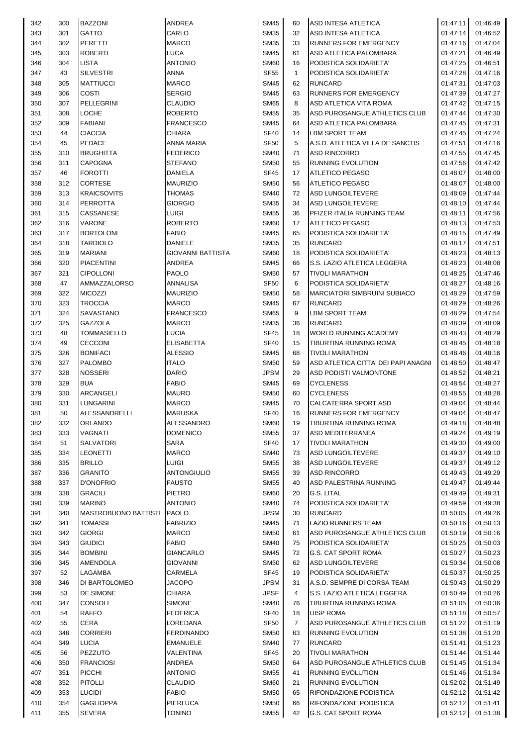| | | | | | | | | |
|---|---|---|---|---|---|---|---|---|
| 342 | 300 | BAZZONI | ANDREA | SM45 | 60 | ASD INTESA ATLETICA | 01:47:11 | 01:46:49 |
| 343 | 301 | GATTO | CARLO | SM35 | 32 | ASD INTESA ATLETICA | 01:47:14 | 01:46:52 |
| 344 | 302 | PERETTI | MARCO | SM35 | 33 | RUNNERS FOR EMERGENCY | 01:47:16 | 01:47:04 |
| 345 | 303 | ROBERTI | LUCA | SM45 | 61 | ASD ATLETICA PALOMBARA | 01:47:21 | 01:46:49 |
| 346 | 304 | LISTA | ANTONIO | SM60 | 16 | PODISTICA SOLIDARIETA' | 01:47:25 | 01:46:51 |
| 347 | 43 | SILVESTRI | ANNA | SF55 | 1 | PODISTICA SOLIDARIETA' | 01:47:28 | 01:47:16 |
| 348 | 305 | MATTIUCCI | MARCO | SM45 | 62 | RUNCARD | 01:47:31 | 01:47:03 |
| 349 | 306 | COSTI | SERGIO | SM45 | 63 | RUNNERS FOR EMERGENCY | 01:47:39 | 01:47:27 |
| 350 | 307 | PELLEGRINI | CLAUDIO | SM65 | 8 | ASD ATLETICA VITA ROMA | 01:47:42 | 01:47:15 |
| 351 | 308 | LOCHE | ROBERTO | SM55 | 35 | ASD PUROSANGUE ATHLETICS CLUB | 01:47:44 | 01:47:30 |
| 352 | 309 | FABIANI | FRANCESCO | SM45 | 64 | ASD ATLETICA PALOMBARA | 01:47:45 | 01:47:31 |
| 353 | 44 | CIACCIA | CHIARA | SF40 | 14 | LBM SPORT TEAM | 01:47:45 | 01:47:24 |
| 354 | 45 | PEDACE | ANNA MARIA | SF50 | 5 | A.S.D. ATLETICA VILLA DE SANCTIS | 01:47:51 | 01:47:16 |
| 355 | 310 | BRUGHITTA | FEDERICO | SM40 | 71 | ASD RINCORRO | 01:47:55 | 01:47:45 |
| 356 | 311 | CAPOGNA | STEFANO | SM50 | 55 | RUNNING EVOLUTION | 01:47:56 | 01:47:42 |
| 357 | 46 | FOROTTI | DANIELA | SF45 | 17 | ATLETICO PEGASO | 01:48:07 | 01:48:00 |
| 358 | 312 | CORTESE | MAURIZIO | SM50 | 56 | ATLETICO PEGASO | 01:48:07 | 01:48:00 |
| 359 | 313 | KRAICSOVITS | THOMAS | SM40 | 72 | ASD LUNGOILTEVERE | 01:48:09 | 01:47:44 |
| 360 | 314 | PERROTTA | GIORGIO | SM35 | 34 | ASD LUNGOILTEVERE | 01:48:10 | 01:47:44 |
| 361 | 315 | CASSANESE | LUIGI | SM55 | 36 | PFIZER ITALIA RUNNING TEAM | 01:48:11 | 01:47:56 |
| 362 | 316 | VARONE | ROBERTO | SM60 | 17 | ATLETICO PEGASO | 01:48:13 | 01:47:53 |
| 363 | 317 | BORTOLONI | FABIO | SM45 | 65 | PODISTICA SOLIDARIETA' | 01:48:15 | 01:47:49 |
| 364 | 318 | TARDIOLO | DANIELE | SM35 | 35 | RUNCARD | 01:48:17 | 01:47:51 |
| 365 | 319 | MARIANI | GIOVANNI BATTISTA | SM60 | 18 | PODISTICA SOLIDARIETA' | 01:48:23 | 01:48:13 |
| 366 | 320 | PIACENTINI | ANDREA | SM45 | 66 | S.S. LAZIO ATLETICA LEGGERA | 01:48:23 | 01:48:08 |
| 367 | 321 | CIPOLLONI | PAOLO | SM50 | 57 | TIVOLI MARATHON | 01:48:25 | 01:47:46 |
| 368 | 47 | AMMAZZALORSO | ANNALISA | SF50 | 6 | PODISTICA SOLIDARIETA' | 01:48:27 | 01:48:16 |
| 369 | 322 | MICOZZI | MAURIZIO | SM50 | 58 | MARCIATORI SIMBRUINI SUBIACO | 01:48:29 | 01:47:59 |
| 370 | 323 | TROCCIA | MARCO | SM45 | 67 | RUNCARD | 01:48:29 | 01:48:26 |
| 371 | 324 | SAVASTANO | FRANCESCO | SM65 | 9 | LBM SPORT TEAM | 01:48:29 | 01:47:54 |
| 372 | 325 | GAZZOLA | MARCO | SM35 | 36 | RUNCARD | 01:48:39 | 01:48:09 |
| 373 | 48 | TOMMASIELLO | LUCIA | SF45 | 18 | WORLD RUNNING ACADEMY | 01:48:43 | 01:48:29 |
| 374 | 49 | CECCONI | ELISABETTA | SF40 | 15 | TIBURTINA RUNNING ROMA | 01:48:45 | 01:48:18 |
| 375 | 326 | BONIFACI | ALESSIO | SM45 | 68 | TIVOLI MARATHON | 01:48:46 | 01:48:16 |
| 376 | 327 | PALOMBO | ITALO | SM50 | 59 | ASD ATLETICA CITTA' DEI PAPI ANAGNI | 01:48:50 | 01:48:47 |
| 377 | 328 | NOSSERI | DARIO | JPSM | 29 | ASD PODISTI VALMONTONE | 01:48:52 | 01:48:21 |
| 378 | 329 | BUA | FABIO | SM45 | 69 | CYCLENESS | 01:48:54 | 01:48:27 |
| 379 | 330 | ARCANGELI | MAURO | SM50 | 60 | CYCLENESS | 01:48:55 | 01:48:28 |
| 380 | 331 | LUNGARINI | MARCO | SM45 | 70 | CALCATERRA SPORT ASD | 01:49:04 | 01:48:44 |
| 381 | 50 | ALESSANDRELLI | MARUSKA | SF40 | 16 | RUNNERS FOR EMERGENCY | 01:49:04 | 01:48:47 |
| 382 | 332 | ORLANDO | ALESSANDRO | SM60 | 19 | TIBURTINA RUNNING ROMA | 01:49:18 | 01:48:48 |
| 383 | 333 | VAGNATI | DOMENICO | SM55 | 37 | ASD MEDITERRANEA | 01:49:24 | 01:49:19 |
| 384 | 51 | SALVATORI | SARA | SF40 | 17 | TIVOLI MARATHON | 01:49:30 | 01:49:00 |
| 385 | 334 | LEONETTI | MARCO | SM40 | 73 | ASD LUNGOILTEVERE | 01:49:37 | 01:49:10 |
| 386 | 335 | BRILLO | LUIGI | SM55 | 38 | ASD LUNGOILTEVERE | 01:49:37 | 01:49:12 |
| 387 | 336 | GRANITO | ANTONGIULIO | SM55 | 39 | ASD RINCORRO | 01:49:43 | 01:49:29 |
| 388 | 337 | D'ONOFRIO | FAUSTO | SM55 | 40 | ASD PALESTRINA RUNNING | 01:49:47 | 01:49:44 |
| 389 | 338 | GRACILI | PIETRO | SM60 | 20 | G.S. LITAL | 01:49:49 | 01:49:31 |
| 390 | 339 | MARINO | ANTONIO | SM40 | 74 | PODISTICA SOLIDARIETA' | 01:49:59 | 01:49:38 |
| 391 | 340 | MASTROBUONO BATTISTI | PAOLO | JPSM | 30 | RUNCARD | 01:50:05 | 01:49:26 |
| 392 | 341 | TOMASSI | FABRIZIO | SM45 | 71 | LAZIO RUNNERS TEAM | 01:50:16 | 01:50:13 |
| 393 | 342 | GIORGI | MARCO | SM50 | 61 | ASD PUROSANGUE ATHLETICS CLUB | 01:50:19 | 01:50:16 |
| 394 | 343 | GIUDICI | FABIO | SM40 | 75 | PODISTICA SOLIDARIETA' | 01:50:25 | 01:50:03 |
| 395 | 344 | BOMBINI | GIANCARLO | SM45 | 72 | G.S. CAT SPORT ROMA | 01:50:27 | 01:50:23 |
| 396 | 345 | AMENDOLA | GIOVANNI | SM50 | 62 | ASD LUNGOILTEVERE | 01:50:34 | 01:50:08 |
| 397 | 52 | LAGAMBA | CARMELA | SF45 | 19 | PODISTICA SOLIDARIETA' | 01:50:37 | 01:50:25 |
| 398 | 346 | DI BARTOLOMEO | JACOPO | JPSM | 31 | A.S.D. SEMPRE DI CORSA TEAM | 01:50:43 | 01:50:29 |
| 399 | 53 | DE SIMONE | CHIARA | JPSF | 4 | S.S. LAZIO ATLETICA LEGGERA | 01:50:49 | 01:50:26 |
| 400 | 347 | CONSOLI | SIMONE | SM40 | 76 | TIBURTINA RUNNING ROMA | 01:51:05 | 01:50:36 |
| 401 | 54 | RAFFO | FEDERICA | SF40 | 18 | UISP ROMA | 01:51:18 | 01:50:57 |
| 402 | 55 | CERA | LOREDANA | SF50 | 7 | ASD PUROSANGUE ATHLETICS CLUB | 01:51:22 | 01:51:19 |
| 403 | 348 | CORRIERI | FERDINANDO | SM50 | 63 | RUNNING EVOLUTION | 01:51:38 | 01:51:20 |
| 404 | 349 | LUCIA | EMANUELE | SM40 | 77 | RUNCARD | 01:51:41 | 01:51:23 |
| 405 | 56 | PEZZUTO | VALENTINA | SF45 | 20 | TIVOLI MARATHON | 01:51:44 | 01:51:44 |
| 406 | 350 | FRANCIOSI | ANDREA | SM50 | 64 | ASD PUROSANGUE ATHLETICS CLUB | 01:51:45 | 01:51:34 |
| 407 | 351 | PICCHI | ANTONIO | SM55 | 41 | RUNNING EVOLUTION | 01:51:46 | 01:51:34 |
| 408 | 352 | PITOLLI | CLAUDIO | SM60 | 21 | RUNNING EVOLUTION | 01:52:02 | 01:51:49 |
| 409 | 353 | LUCIDI | FABIO | SM50 | 65 | RIFONDAZIONE PODISTICA | 01:52:12 | 01:51:42 |
| 410 | 354 | GAGLIOPPA | PIERLUCA | SM50 | 66 | RIFONDAZIONE PODISTICA | 01:52:12 | 01:51:41 |
| 411 | 355 | SEVERA | TONINO | SM55 | 42 | G.S. CAT SPORT ROMA | 01:52:12 | 01:51:38 |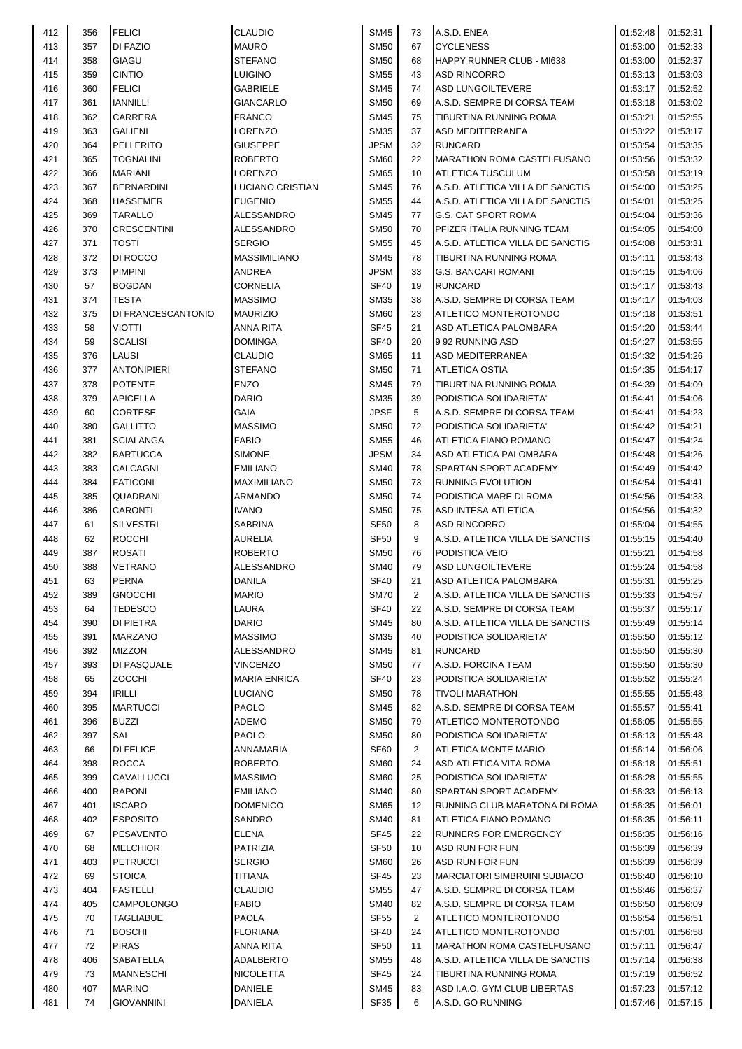| 412 | 356 | FELICI | CLAUDIO | SM45 | 73 | A.S.D. ENEA | 01:52:48 | 01:52:31 |
|---|---|---|---|---|---|---|---|---|
| 413 | 357 | DI FAZIO | MAURO | SM50 | 67 | CYCLENESS | 01:53:00 | 01:52:33 |
| 414 | 358 | GIAGU | STEFANO | SM50 | 68 | HAPPY RUNNER CLUB - MI638 | 01:53:00 | 01:52:37 |
| 415 | 359 | CINTIO | LUIGINO | SM55 | 43 | ASD RINCORRO | 01:53:13 | 01:53:03 |
| 416 | 360 | FELICI | GABRIELE | SM45 | 74 | ASD LUNGOILTEVERE | 01:53:17 | 01:52:52 |
| 417 | 361 | IANNILLI | GIANCARLO | SM50 | 69 | A.S.D. SEMPRE DI CORSA TEAM | 01:53:18 | 01:53:02 |
| 418 | 362 | CARRERA | FRANCO | SM45 | 75 | TIBURTINA RUNNING ROMA | 01:53:21 | 01:52:55 |
| 419 | 363 | GALIENI | LORENZO | SM35 | 37 | ASD MEDITERRANEA | 01:53:22 | 01:53:17 |
| 420 | 364 | PELLERITO | GIUSEPPE | JPSM | 32 | RUNCARD | 01:53:54 | 01:53:35 |
| 421 | 365 | TOGNALINI | ROBERTO | SM60 | 22 | MARATHON ROMA CASTELFUSANO | 01:53:56 | 01:53:32 |
| 422 | 366 | MARIANI | LORENZO | SM65 | 10 | ATLETICA TUSCULUM | 01:53:58 | 01:53:19 |
| 423 | 367 | BERNARDINI | LUCIANO CRISTIAN | SM45 | 76 | A.S.D. ATLETICA VILLA DE SANCTIS | 01:54:00 | 01:53:25 |
| 424 | 368 | HASSEMER | EUGENIO | SM55 | 44 | A.S.D. ATLETICA VILLA DE SANCTIS | 01:54:01 | 01:53:25 |
| 425 | 369 | TARALLO | ALESSANDRO | SM45 | 77 | G.S. CAT SPORT ROMA | 01:54:04 | 01:53:36 |
| 426 | 370 | CRESCENTINI | ALESSANDRO | SM50 | 70 | PFIZER ITALIA RUNNING TEAM | 01:54:05 | 01:54:00 |
| 427 | 371 | TOSTI | SERGIO | SM55 | 45 | A.S.D. ATLETICA VILLA DE SANCTIS | 01:54:08 | 01:53:31 |
| 428 | 372 | DI ROCCO | MASSIMILIANO | SM45 | 78 | TIBURTINA RUNNING ROMA | 01:54:11 | 01:53:43 |
| 429 | 373 | PIMPINI | ANDREA | JPSM | 33 | G.S. BANCARI ROMANI | 01:54:15 | 01:54:06 |
| 430 | 57 | BOGDAN | CORNELIA | SF40 | 19 | RUNCARD | 01:54:17 | 01:53:43 |
| 431 | 374 | TESTA | MASSIMO | SM35 | 38 | A.S.D. SEMPRE DI CORSA TEAM | 01:54:17 | 01:54:03 |
| 432 | 375 | DI FRANCESCANTONIO | MAURIZIO | SM60 | 23 | ATLETICO MONTEROTONDO | 01:54:18 | 01:53:51 |
| 433 | 58 | VIOTTI | ANNA RITA | SF45 | 21 | ASD ATLETICA PALOMBARA | 01:54:20 | 01:53:44 |
| 434 | 59 | SCALISI | DOMINGA | SF40 | 20 | 9 92 RUNNING ASD | 01:54:27 | 01:53:55 |
| 435 | 376 | LAUSI | CLAUDIO | SM65 | 11 | ASD MEDITERRANEA | 01:54:32 | 01:54:26 |
| 436 | 377 | ANTONIPIERI | STEFANO | SM50 | 71 | ATLETICA OSTIA | 01:54:35 | 01:54:17 |
| 437 | 378 | POTENTE | ENZO | SM45 | 79 | TIBURTINA RUNNING ROMA | 01:54:39 | 01:54:09 |
| 438 | 379 | APICELLA | DARIO | SM35 | 39 | PODISTICA SOLIDARIETA' | 01:54:41 | 01:54:06 |
| 439 | 60 | CORTESE | GAIA | JPSF | 5 | A.S.D. SEMPRE DI CORSA TEAM | 01:54:41 | 01:54:23 |
| 440 | 380 | GALLITTO | MASSIMO | SM50 | 72 | PODISTICA SOLIDARIETA' | 01:54:42 | 01:54:21 |
| 441 | 381 | SCIALANGA | FABIO | SM55 | 46 | ATLETICA FIANO ROMANO | 01:54:47 | 01:54:24 |
| 442 | 382 | BARTUCCA | SIMONE | JPSM | 34 | ASD ATLETICA PALOMBARA | 01:54:48 | 01:54:26 |
| 443 | 383 | CALCAGNI | EMILIANO | SM40 | 78 | SPARTAN SPORT ACADEMY | 01:54:49 | 01:54:42 |
| 444 | 384 | FATICONI | MAXIMILIANO | SM50 | 73 | RUNNING EVOLUTION | 01:54:54 | 01:54:41 |
| 445 | 385 | QUADRANI | ARMANDO | SM50 | 74 | PODISTICA MARE DI ROMA | 01:54:56 | 01:54:33 |
| 446 | 386 | CARONTI | IVANO | SM50 | 75 | ASD INTESA ATLETICA | 01:54:56 | 01:54:32 |
| 447 | 61 | SILVESTRI | SABRINA | SF50 | 8 | ASD RINCORRO | 01:55:04 | 01:54:55 |
| 448 | 62 | ROCCHI | AURELIA | SF50 | 9 | A.S.D. ATLETICA VILLA DE SANCTIS | 01:55:15 | 01:54:40 |
| 449 | 387 | ROSATI | ROBERTO | SM50 | 76 | PODISTICA VEIO | 01:55:21 | 01:54:58 |
| 450 | 388 | VETRANO | ALESSANDRO | SM40 | 79 | ASD LUNGOILTEVERE | 01:55:24 | 01:54:58 |
| 451 | 63 | PERNA | DANILA | SF40 | 21 | ASD ATLETICA PALOMBARA | 01:55:31 | 01:55:25 |
| 452 | 389 | GNOCCHI | MARIO | SM70 | 2 | A.S.D. ATLETICA VILLA DE SANCTIS | 01:55:33 | 01:54:57 |
| 453 | 64 | TEDESCO | LAURA | SF40 | 22 | A.S.D. SEMPRE DI CORSA TEAM | 01:55:37 | 01:55:17 |
| 454 | 390 | DI PIETRA | DARIO | SM45 | 80 | A.S.D. ATLETICA VILLA DE SANCTIS | 01:55:49 | 01:55:14 |
| 455 | 391 | MARZANO | MASSIMO | SM35 | 40 | PODISTICA SOLIDARIETA' | 01:55:50 | 01:55:12 |
| 456 | 392 | MIZZON | ALESSANDRO | SM45 | 81 | RUNCARD | 01:55:50 | 01:55:30 |
| 457 | 393 | DI PASQUALE | VINCENZO | SM50 | 77 | A.S.D. FORCINA TEAM | 01:55:50 | 01:55:30 |
| 458 | 65 | ZOCCHI | MARIA ENRICA | SF40 | 23 | PODISTICA SOLIDARIETA' | 01:55:52 | 01:55:24 |
| 459 | 394 | IRILLI | LUCIANO | SM50 | 78 | TIVOLI MARATHON | 01:55:55 | 01:55:48 |
| 460 | 395 | MARTUCCI | PAOLO | SM45 | 82 | A.S.D. SEMPRE DI CORSA TEAM | 01:55:57 | 01:55:41 |
| 461 | 396 | BUZZI | ADEMO | SM50 | 79 | ATLETICO MONTEROTONDO | 01:56:05 | 01:55:55 |
| 462 | 397 | SAI | PAOLO | SM50 | 80 | PODISTICA SOLIDARIETA' | 01:56:13 | 01:55:48 |
| 463 | 66 | DI FELICE | ANNAMARIA | SF60 | 2 | ATLETICA MONTE MARIO | 01:56:14 | 01:56:06 |
| 464 | 398 | ROCCA | ROBERTO | SM60 | 24 | ASD ATLETICA VITA ROMA | 01:56:18 | 01:55:51 |
| 465 | 399 | CAVALLUCCI | MASSIMO | SM60 | 25 | PODISTICA SOLIDARIETA' | 01:56:28 | 01:55:55 |
| 466 | 400 | RAPONI | EMILIANO | SM40 | 80 | SPARTAN SPORT ACADEMY | 01:56:33 | 01:56:13 |
| 467 | 401 | ISCARO | DOMENICO | SM65 | 12 | RUNNING CLUB MARATONA DI ROMA | 01:56:35 | 01:56:01 |
| 468 | 402 | ESPOSITO | SANDRO | SM40 | 81 | ATLETICA FIANO ROMANO | 01:56:35 | 01:56:11 |
| 469 | 67 | PESAVENTO | ELENA | SF45 | 22 | RUNNERS FOR EMERGENCY | 01:56:35 | 01:56:16 |
| 470 | 68 | MELCHIOR | PATRIZIA | SF50 | 10 | ASD RUN FOR FUN | 01:56:39 | 01:56:39 |
| 471 | 403 | PETRUCCI | SERGIO | SM60 | 26 | ASD RUN FOR FUN | 01:56:39 | 01:56:39 |
| 472 | 69 | STOICA | TITIANA | SF45 | 23 | MARCIATORI SIMBRUINI SUBIACO | 01:56:40 | 01:56:10 |
| 473 | 404 | FASTELLI | CLAUDIO | SM55 | 47 | A.S.D. SEMPRE DI CORSA TEAM | 01:56:46 | 01:56:37 |
| 474 | 405 | CAMPOLONGO | FABIO | SM40 | 82 | A.S.D. SEMPRE DI CORSA TEAM | 01:56:50 | 01:56:09 |
| 475 | 70 | TAGLIABUE | PAOLA | SF55 | 2 | ATLETICO MONTEROTONDO | 01:56:54 | 01:56:51 |
| 476 | 71 | BOSCHI | FLORIANA | SF40 | 24 | ATLETICO MONTEROTONDO | 01:57:01 | 01:56:58 |
| 477 | 72 | PIRAS | ANNA RITA | SF50 | 11 | MARATHON ROMA CASTELFUSANO | 01:57:11 | 01:56:47 |
| 478 | 406 | SABATELLA | ADALBERTO | SM55 | 48 | A.S.D. ATLETICA VILLA DE SANCTIS | 01:57:14 | 01:56:38 |
| 479 | 73 | MANNESCHI | NICOLETTA | SF45 | 24 | TIBURTINA RUNNING ROMA | 01:57:19 | 01:56:52 |
| 480 | 407 | MARINO | DANIELE | SM45 | 83 | ASD I.A.O. GYM CLUB LIBERTAS | 01:57:23 | 01:57:12 |
| 481 | 74 | GIOVANNINI | DANIELA | SF35 | 6 | A.S.D. GO RUNNING | 01:57:46 | 01:57:15 |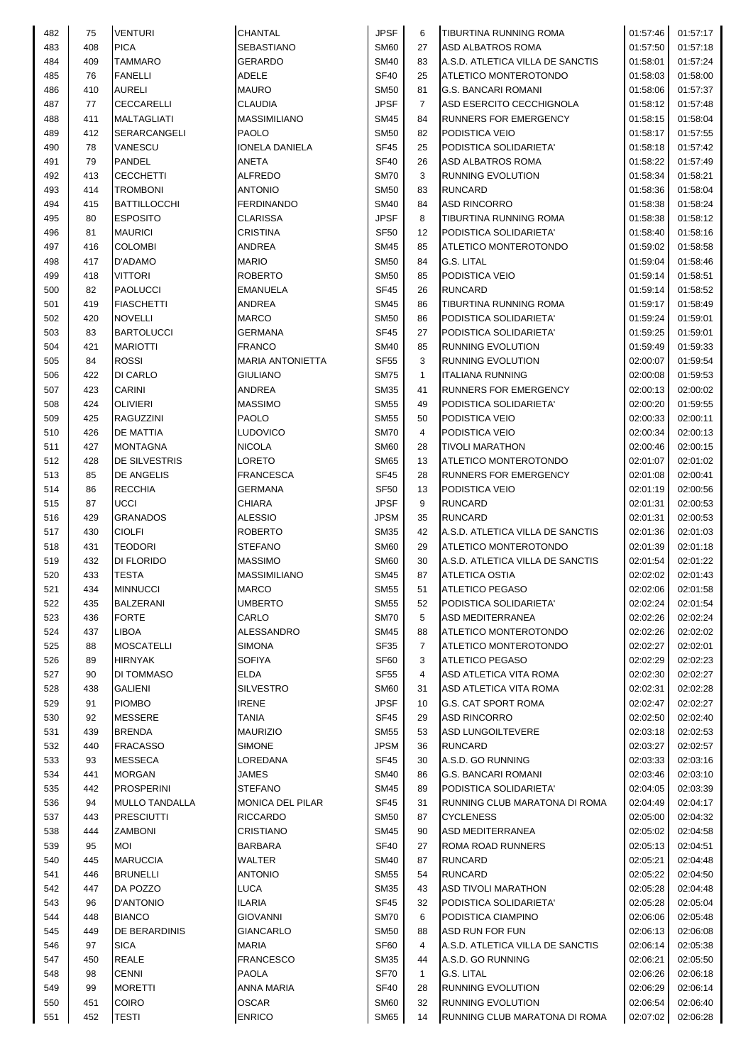| | | | | | | | | |
|---|---|---|---|---|---|---|---|---|
| 482 | 75 | VENTURI | CHANTAL | JPSF | 6 | TIBURTINA RUNNING ROMA | 01:57:46 | 01:57:17 |
| 483 | 408 | PICA | SEBASTIANO | SM60 | 27 | ASD ALBATROS ROMA | 01:57:50 | 01:57:18 |
| 484 | 409 | TAMMARO | GERARDO | SM40 | 83 | A.S.D. ATLETICA VILLA DE SANCTIS | 01:58:01 | 01:57:24 |
| 485 | 76 | FANELLI | ADELE | SF40 | 25 | ATLETICO MONTEROTONDO | 01:58:03 | 01:58:00 |
| 486 | 410 | AURELI | MAURO | SM50 | 81 | G.S. BANCARI ROMANI | 01:58:06 | 01:57:37 |
| 487 | 77 | CECCARELLI | CLAUDIA | JPSF | 7 | ASD ESERCITO CECCHIGNOLA | 01:58:12 | 01:57:48 |
| 488 | 411 | MALTAGLIATI | MASSIMILIANO | SM45 | 84 | RUNNERS FOR EMERGENCY | 01:58:15 | 01:58:04 |
| 489 | 412 | SERARCANGELI | PAOLO | SM50 | 82 | PODISTICA VEIO | 01:58:17 | 01:57:55 |
| 490 | 78 | VANESCU | IONELA DANIELA | SF45 | 25 | PODISTICA SOLIDARIETA' | 01:58:18 | 01:57:42 |
| 491 | 79 | PANDEL | ANETA | SF40 | 26 | ASD ALBATROS ROMA | 01:58:22 | 01:57:49 |
| 492 | 413 | CECCHETTI | ALFREDO | SM70 | 3 | RUNNING EVOLUTION | 01:58:34 | 01:58:21 |
| 493 | 414 | TROMBONI | ANTONIO | SM50 | 83 | RUNCARD | 01:58:36 | 01:58:04 |
| 494 | 415 | BATTILOCCHI | FERDINANDO | SM40 | 84 | ASD RINCORRO | 01:58:38 | 01:58:24 |
| 495 | 80 | ESPOSITO | CLARISSA | JPSF | 8 | TIBURTINA RUNNING ROMA | 01:58:38 | 01:58:12 |
| 496 | 81 | MAURICI | CRISTINA | SF50 | 12 | PODISTICA SOLIDARIETA' | 01:58:40 | 01:58:16 |
| 497 | 416 | COLOMBI | ANDREA | SM45 | 85 | ATLETICO MONTEROTONDO | 01:59:02 | 01:58:58 |
| 498 | 417 | D'ADAMO | MARIO | SM50 | 84 | G.S. LITAL | 01:59:04 | 01:58:46 |
| 499 | 418 | VITTORI | ROBERTO | SM50 | 85 | PODISTICA VEIO | 01:59:14 | 01:58:51 |
| 500 | 82 | PAOLUCCI | EMANUELA | SF45 | 26 | RUNCARD | 01:59:14 | 01:58:52 |
| 501 | 419 | FIASCHETTI | ANDREA | SM45 | 86 | TIBURTINA RUNNING ROMA | 01:59:17 | 01:58:49 |
| 502 | 420 | NOVELLI | MARCO | SM50 | 86 | PODISTICA SOLIDARIETA' | 01:59:24 | 01:59:01 |
| 503 | 83 | BARTOLUCCI | GERMANA | SF45 | 27 | PODISTICA SOLIDARIETA' | 01:59:25 | 01:59:01 |
| 504 | 421 | MARIOTTI | FRANCO | SM40 | 85 | RUNNING EVOLUTION | 01:59:49 | 01:59:33 |
| 505 | 84 | ROSSI | MARIA ANTONIETTA | SF55 | 3 | RUNNING EVOLUTION | 02:00:07 | 01:59:54 |
| 506 | 422 | DI CARLO | GIULIANO | SM75 | 1 | ITALIANA RUNNING | 02:00:08 | 01:59:53 |
| 507 | 423 | CARINI | ANDREA | SM35 | 41 | RUNNERS FOR EMERGENCY | 02:00:13 | 02:00:02 |
| 508 | 424 | OLIVIERI | MASSIMO | SM55 | 49 | PODISTICA SOLIDARIETA' | 02:00:20 | 01:59:55 |
| 509 | 425 | RAGUZZINI | PAOLO | SM55 | 50 | PODISTICA VEIO | 02:00:33 | 02:00:11 |
| 510 | 426 | DE MATTIA | LUDOVICO | SM70 | 4 | PODISTICA VEIO | 02:00:34 | 02:00:13 |
| 511 | 427 | MONTAGNA | NICOLA | SM60 | 28 | TIVOLI MARATHON | 02:00:46 | 02:00:15 |
| 512 | 428 | DE SILVESTRIS | LORETO | SM65 | 13 | ATLETICO MONTEROTONDO | 02:01:07 | 02:01:02 |
| 513 | 85 | DE ANGELIS | FRANCESCA | SF45 | 28 | RUNNERS FOR EMERGENCY | 02:01:08 | 02:00:41 |
| 514 | 86 | RECCHIA | GERMANA | SF50 | 13 | PODISTICA VEIO | 02:01:19 | 02:00:56 |
| 515 | 87 | UCCI | CHIARA | JPSF | 9 | RUNCARD | 02:01:31 | 02:00:53 |
| 516 | 429 | GRANADOS | ALESSIO | JPSM | 35 | RUNCARD | 02:01:31 | 02:00:53 |
| 517 | 430 | CIOLFI | ROBERTO | SM35 | 42 | A.S.D. ATLETICA VILLA DE SANCTIS | 02:01:36 | 02:01:03 |
| 518 | 431 | TEODORI | STEFANO | SM60 | 29 | ATLETICO MONTEROTONDO | 02:01:39 | 02:01:18 |
| 519 | 432 | DI FLORIDO | MASSIMO | SM60 | 30 | A.S.D. ATLETICA VILLA DE SANCTIS | 02:01:54 | 02:01:22 |
| 520 | 433 | TESTA | MASSIMILIANO | SM45 | 87 | ATLETICA OSTIA | 02:02:02 | 02:01:43 |
| 521 | 434 | MINNUCCI | MARCO | SM55 | 51 | ATLETICO PEGASO | 02:02:06 | 02:01:58 |
| 522 | 435 | BALZERANI | UMBERTO | SM55 | 52 | PODISTICA SOLIDARIETA' | 02:02:24 | 02:01:54 |
| 523 | 436 | FORTE | CARLO | SM70 | 5 | ASD MEDITERRANEA | 02:02:26 | 02:02:24 |
| 524 | 437 | LIBOA | ALESSANDRO | SM45 | 88 | ATLETICO MONTEROTONDO | 02:02:26 | 02:02:02 |
| 525 | 88 | MOSCATELLI | SIMONA | SF35 | 7 | ATLETICO MONTEROTONDO | 02:02:27 | 02:02:01 |
| 526 | 89 | HIRNYAK | SOFIYA | SF60 | 3 | ATLETICO PEGASO | 02:02:29 | 02:02:23 |
| 527 | 90 | DI TOMMASO | ELDA | SF55 | 4 | ASD ATLETICA VITA ROMA | 02:02:30 | 02:02:27 |
| 528 | 438 | GALIENI | SILVESTRO | SM60 | 31 | ASD ATLETICA VITA ROMA | 02:02:31 | 02:02:28 |
| 529 | 91 | PIOMBO | IRENE | JPSF | 10 | G.S. CAT SPORT ROMA | 02:02:47 | 02:02:27 |
| 530 | 92 | MESSERE | TANIA | SF45 | 29 | ASD RINCORRO | 02:02:50 | 02:02:40 |
| 531 | 439 | BRENDA | MAURIZIO | SM55 | 53 | ASD LUNGOILTEVERE | 02:03:18 | 02:02:53 |
| 532 | 440 | FRACASSO | SIMONE | JPSM | 36 | RUNCARD | 02:03:27 | 02:02:57 |
| 533 | 93 | MESSECA | LOREDANA | SF45 | 30 | A.S.D. GO RUNNING | 02:03:33 | 02:03:16 |
| 534 | 441 | MORGAN | JAMES | SM40 | 86 | G.S. BANCARI ROMANI | 02:03:46 | 02:03:10 |
| 535 | 442 | PROSPERINI | STEFANO | SM45 | 89 | PODISTICA SOLIDARIETA' | 02:04:05 | 02:03:39 |
| 536 | 94 | MULLO TANDALLA | MONICA DEL PILAR | SF45 | 31 | RUNNING CLUB MARATONA DI ROMA | 02:04:49 | 02:04:17 |
| 537 | 443 | PRESCIUTTI | RICCARDO | SM50 | 87 | CYCLENESS | 02:05:00 | 02:04:32 |
| 538 | 444 | ZAMBONI | CRISTIANO | SM45 | 90 | ASD MEDITERRANEA | 02:05:02 | 02:04:58 |
| 539 | 95 | MOI | BARBARA | SF40 | 27 | ROMA ROAD RUNNERS | 02:05:13 | 02:04:51 |
| 540 | 445 | MARUCCIA | WALTER | SM40 | 87 | RUNCARD | 02:05:21 | 02:04:48 |
| 541 | 446 | BRUNELLI | ANTONIO | SM55 | 54 | RUNCARD | 02:05:22 | 02:04:50 |
| 542 | 447 | DA POZZO | LUCA | SM35 | 43 | ASD TIVOLI MARATHON | 02:05:28 | 02:04:48 |
| 543 | 96 | D'ANTONIO | ILARIA | SF45 | 32 | PODISTICA SOLIDARIETA' | 02:05:28 | 02:05:04 |
| 544 | 448 | BIANCO | GIOVANNI | SM70 | 6 | PODISTICA CIAMPINO | 02:06:06 | 02:05:48 |
| 545 | 449 | DE BERARDINIS | GIANCARLO | SM50 | 88 | ASD RUN FOR FUN | 02:06:13 | 02:06:08 |
| 546 | 97 | SICA | MARIA | SF60 | 4 | A.S.D. ATLETICA VILLA DE SANCTIS | 02:06:14 | 02:05:38 |
| 547 | 450 | REALE | FRANCESCO | SM35 | 44 | A.S.D. GO RUNNING | 02:06:21 | 02:05:50 |
| 548 | 98 | CENNI | PAOLA | SF70 | 1 | G.S. LITAL | 02:06:26 | 02:06:18 |
| 549 | 99 | MORETTI | ANNA MARIA | SF40 | 28 | RUNNING EVOLUTION | 02:06:29 | 02:06:14 |
| 550 | 451 | COIRO | OSCAR | SM60 | 32 | RUNNING EVOLUTION | 02:06:54 | 02:06:40 |
| 551 | 452 | TESTI | ENRICO | SM65 | 14 | RUNNING CLUB MARATONA DI ROMA | 02:07:02 | 02:06:28 |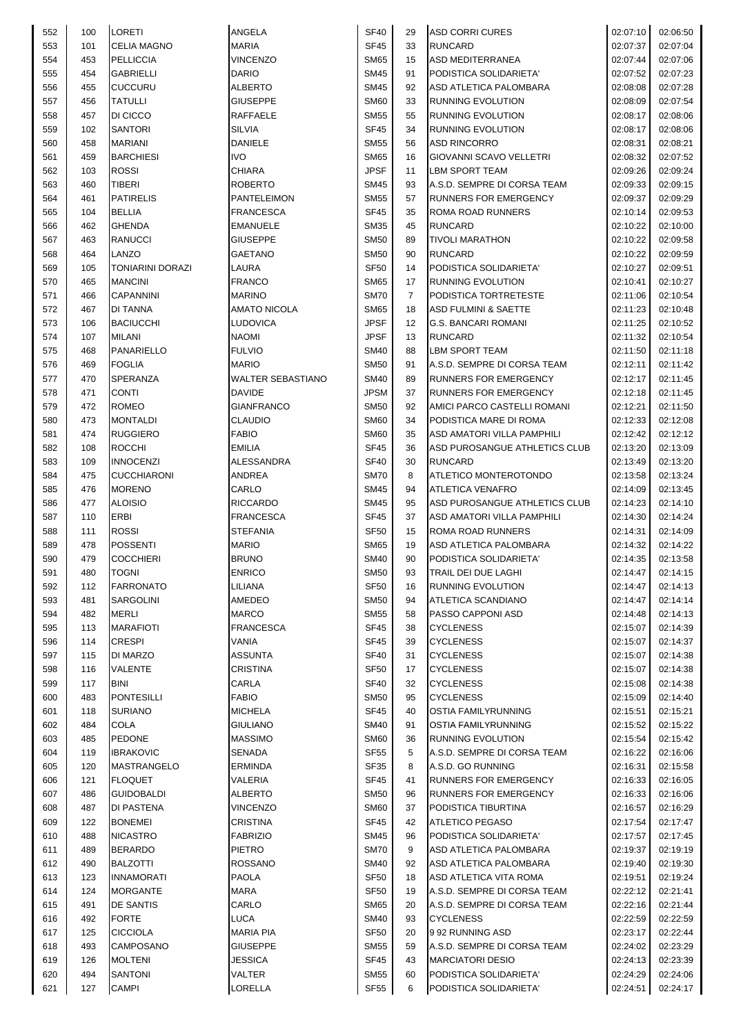| 552 | 100 | LORETI | ANGELA | SF40 | 29 | ASD CORRI CURES | 02:07:10 | 02:06:50 |
|---|---|---|---|---|---|---|---|---|
| 553 | 101 | CELIA MAGNO | MARIA | SF45 | 33 | RUNCARD | 02:07:37 | 02:07:04 |
| 554 | 453 | PELLICCIA | VINCENZO | SM65 | 15 | ASD MEDITERRANEA | 02:07:44 | 02:07:06 |
| 555 | 454 | GABRIELLI | DARIO | SM45 | 91 | PODISTICA SOLIDARIETA' | 02:07:52 | 02:07:23 |
| 556 | 455 | CUCCURU | ALBERTO | SM45 | 92 | ASD ATLETICA PALOMBARA | 02:08:08 | 02:07:28 |
| 557 | 456 | TATULLI | GIUSEPPE | SM60 | 33 | RUNNING EVOLUTION | 02:08:09 | 02:07:54 |
| 558 | 457 | DI CICCO | RAFFAELE | SM55 | 55 | RUNNING EVOLUTION | 02:08:17 | 02:08:06 |
| 559 | 102 | SANTORI | SILVIA | SF45 | 34 | RUNNING EVOLUTION | 02:08:17 | 02:08:06 |
| 560 | 458 | MARIANI | DANIELE | SM55 | 56 | ASD RINCORRO | 02:08:31 | 02:08:21 |
| 561 | 459 | BARCHIESI | IVO | SM65 | 16 | GIOVANNI SCAVO VELLETRI | 02:08:32 | 02:07:52 |
| 562 | 103 | ROSSI | CHIARA | JPSF | 11 | LBM SPORT TEAM | 02:09:26 | 02:09:24 |
| 563 | 460 | TIBERI | ROBERTO | SM45 | 93 | A.S.D. SEMPRE DI CORSA TEAM | 02:09:33 | 02:09:15 |
| 564 | 461 | PATIRELIS | PANTELEIMON | SM55 | 57 | RUNNERS FOR EMERGENCY | 02:09:37 | 02:09:29 |
| 565 | 104 | BELLIA | FRANCESCA | SF45 | 35 | ROMA ROAD RUNNERS | 02:10:14 | 02:09:53 |
| 566 | 462 | GHENDA | EMANUELE | SM35 | 45 | RUNCARD | 02:10:22 | 02:10:00 |
| 567 | 463 | RANUCCI | GIUSEPPE | SM50 | 89 | TIVOLI MARATHON | 02:10:22 | 02:09:58 |
| 568 | 464 | LANZO | GAETANO | SM50 | 90 | RUNCARD | 02:10:22 | 02:09:59 |
| 569 | 105 | TONIARINI DORAZI | LAURA | SF50 | 14 | PODISTICA SOLIDARIETA' | 02:10:27 | 02:09:51 |
| 570 | 465 | MANCINI | FRANCO | SM65 | 17 | RUNNING EVOLUTION | 02:10:41 | 02:10:27 |
| 571 | 466 | CAPANNINI | MARINO | SM70 | 7 | PODISTICA TORTRETESTE | 02:11:06 | 02:10:54 |
| 572 | 467 | DI TANNA | AMATO NICOLA | SM65 | 18 | ASD FULMINI & SAETTE | 02:11:23 | 02:10:48 |
| 573 | 106 | BACIUCCHI | LUDOVICA | JPSF | 12 | G.S. BANCARI ROMANI | 02:11:25 | 02:10:52 |
| 574 | 107 | MILANI | NAOMI | JPSF | 13 | RUNCARD | 02:11:32 | 02:10:54 |
| 575 | 468 | PANARIELLO | FULVIO | SM40 | 88 | LBM SPORT TEAM | 02:11:50 | 02:11:18 |
| 576 | 469 | FOGLIA | MARIO | SM50 | 91 | A.S.D. SEMPRE DI CORSA TEAM | 02:12:11 | 02:11:42 |
| 577 | 470 | SPERANZA | WALTER SEBASTIANO | SM40 | 89 | RUNNERS FOR EMERGENCY | 02:12:17 | 02:11:45 |
| 578 | 471 | CONTI | DAVIDE | JPSM | 37 | RUNNERS FOR EMERGENCY | 02:12:18 | 02:11:45 |
| 579 | 472 | ROMEO | GIANFRANCO | SM50 | 92 | AMICI PARCO CASTELLI ROMANI | 02:12:21 | 02:11:50 |
| 580 | 473 | MONTALDI | CLAUDIO | SM60 | 34 | PODISTICA MARE DI ROMA | 02:12:33 | 02:12:08 |
| 581 | 474 | RUGGIERO | FABIO | SM60 | 35 | ASD AMATORI VILLA PAMPHILI | 02:12:42 | 02:12:12 |
| 582 | 108 | ROCCHI | EMILIA | SF45 | 36 | ASD PUROSANGUE ATHLETICS CLUB | 02:13:20 | 02:13:09 |
| 583 | 109 | INNOCENZI | ALESSANDRA | SF40 | 30 | RUNCARD | 02:13:49 | 02:13:20 |
| 584 | 475 | CUCCHIARONI | ANDREA | SM70 | 8 | ATLETICO MONTEROTONDO | 02:13:58 | 02:13:24 |
| 585 | 476 | MORENO | CARLO | SM45 | 94 | ATLETICA VENAFRO | 02:14:09 | 02:13:45 |
| 586 | 477 | ALOISIO | RICCARDO | SM45 | 95 | ASD PUROSANGUE ATHLETICS CLUB | 02:14:23 | 02:14:10 |
| 587 | 110 | ERBI | FRANCESCA | SF45 | 37 | ASD AMATORI VILLA PAMPHILI | 02:14:30 | 02:14:24 |
| 588 | 111 | ROSSI | STEFANIA | SF50 | 15 | ROMA ROAD RUNNERS | 02:14:31 | 02:14:09 |
| 589 | 478 | POSSENTI | MARIO | SM65 | 19 | ASD ATLETICA PALOMBARA | 02:14:32 | 02:14:22 |
| 590 | 479 | COCCHIERI | BRUNO | SM40 | 90 | PODISTICA SOLIDARIETA' | 02:14:35 | 02:13:58 |
| 591 | 480 | TOGNI | ENRICO | SM50 | 93 | TRAIL DEI DUE LAGHI | 02:14:47 | 02:14:15 |
| 592 | 112 | FARRONATO | LILIANA | SF50 | 16 | RUNNING EVOLUTION | 02:14:47 | 02:14:13 |
| 593 | 481 | SARGOLINI | AMEDEO | SM50 | 94 | ATLETICA SCANDIANO | 02:14:47 | 02:14:14 |
| 594 | 482 | MERLI | MARCO | SM55 | 58 | PASSO CAPPONI ASD | 02:14:48 | 02:14:13 |
| 595 | 113 | MARAFIOTI | FRANCESCA | SF45 | 38 | CYCLENESS | 02:15:07 | 02:14:39 |
| 596 | 114 | CRESPI | VANIA | SF45 | 39 | CYCLENESS | 02:15:07 | 02:14:37 |
| 597 | 115 | DI MARZO | ASSUNTA | SF40 | 31 | CYCLENESS | 02:15:07 | 02:14:38 |
| 598 | 116 | VALENTE | CRISTINA | SF50 | 17 | CYCLENESS | 02:15:07 | 02:14:38 |
| 599 | 117 | BINI | CARLA | SF40 | 32 | CYCLENESS | 02:15:08 | 02:14:38 |
| 600 | 483 | PONTESILLI | FABIO | SM50 | 95 | CYCLENESS | 02:15:09 | 02:14:40 |
| 601 | 118 | SURIANO | MICHELA | SF45 | 40 | OSTIA FAMILYRUNNING | 02:15:51 | 02:15:21 |
| 602 | 484 | COLA | GIULIANO | SM40 | 91 | OSTIA FAMILYRUNNING | 02:15:52 | 02:15:22 |
| 603 | 485 | PEDONE | MASSIMO | SM60 | 36 | RUNNING EVOLUTION | 02:15:54 | 02:15:42 |
| 604 | 119 | IBRAKOVIC | SENADA | SF55 | 5 | A.S.D. SEMPRE DI CORSA TEAM | 02:16:22 | 02:16:06 |
| 605 | 120 | MASTRANGELO | ERMINDA | SF35 | 8 | A.S.D. GO RUNNING | 02:16:31 | 02:15:58 |
| 606 | 121 | FLOQUET | VALERIA | SF45 | 41 | RUNNERS FOR EMERGENCY | 02:16:33 | 02:16:05 |
| 607 | 486 | GUIDOBALDI | ALBERTO | SM50 | 96 | RUNNERS FOR EMERGENCY | 02:16:33 | 02:16:06 |
| 608 | 487 | DI PASTENA | VINCENZO | SM60 | 37 | PODISTICA TIBURTINA | 02:16:57 | 02:16:29 |
| 609 | 122 | BONEMEI | CRISTINA | SF45 | 42 | ATLETICO PEGASO | 02:17:54 | 02:17:47 |
| 610 | 488 | NICASTRO | FABRIZIO | SM45 | 96 | PODISTICA SOLIDARIETA' | 02:17:57 | 02:17:45 |
| 611 | 489 | BERARDO | PIETRO | SM70 | 9 | ASD ATLETICA PALOMBARA | 02:19:37 | 02:19:19 |
| 612 | 490 | BALZOTTI | ROSSANO | SM40 | 92 | ASD ATLETICA PALOMBARA | 02:19:40 | 02:19:30 |
| 613 | 123 | INNAMORATI | PAOLA | SF50 | 18 | ASD ATLETICA VITA ROMA | 02:19:51 | 02:19:24 |
| 614 | 124 | MORGANTE | MARA | SF50 | 19 | A.S.D. SEMPRE DI CORSA TEAM | 02:22:12 | 02:21:41 |
| 615 | 491 | DE SANTIS | CARLO | SM65 | 20 | A.S.D. SEMPRE DI CORSA TEAM | 02:22:16 | 02:21:44 |
| 616 | 492 | FORTE | LUCA | SM40 | 93 | CYCLENESS | 02:22:59 | 02:22:59 |
| 617 | 125 | CICCIOLA | MARIA PIA | SF50 | 20 | 9 92 RUNNING ASD | 02:23:17 | 02:22:44 |
| 618 | 493 | CAMPOSANO | GIUSEPPE | SM55 | 59 | A.S.D. SEMPRE DI CORSA TEAM | 02:24:02 | 02:23:29 |
| 619 | 126 | MOLTENI | JESSICA | SF45 | 43 | MARCIATORI DESIO | 02:24:13 | 02:23:39 |
| 620 | 494 | SANTONI | VALTER | SM55 | 60 | PODISTICA SOLIDARIETA' | 02:24:29 | 02:24:06 |
| 621 | 127 | CAMPI | LORELLA | SF55 | 6 | PODISTICA SOLIDARIETA' | 02:24:51 | 02:24:17 |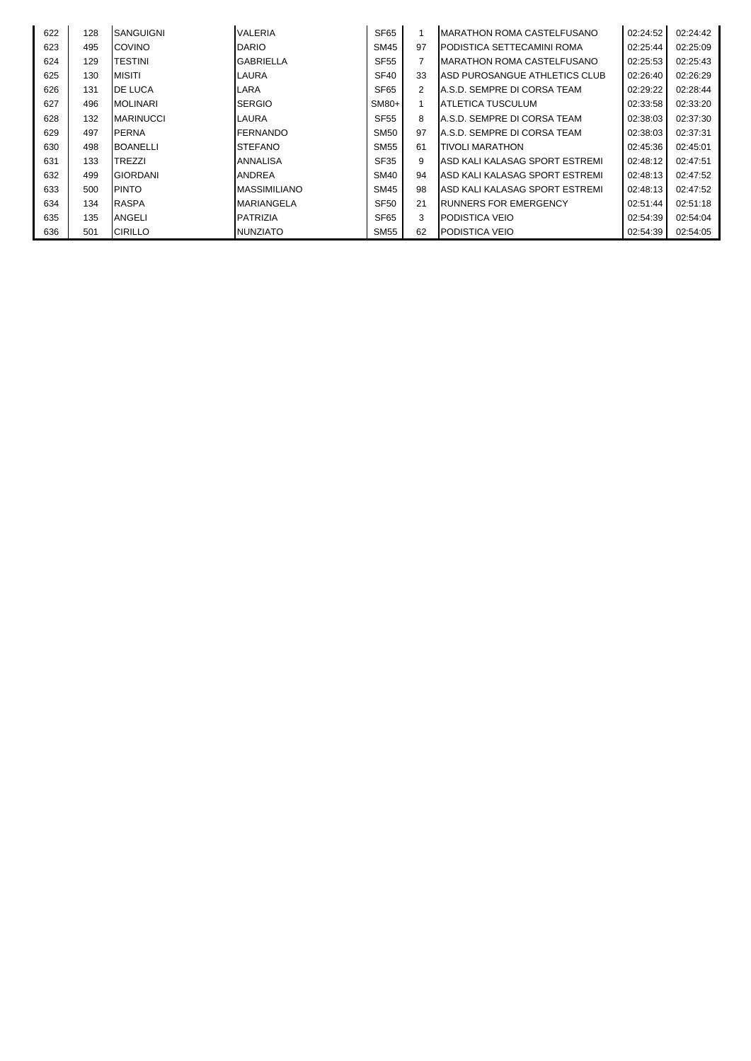| | | | | | | | | |
|---|---|---|---|---|---|---|---|---|
| 622 | 128 | SANGUIGNI | VALERIA | SF65 | 1 | MARATHON ROMA CASTELFUSANO | 02:24:52 | 02:24:42 |
| 623 | 495 | COVINO | DARIO | SM45 | 97 | PODISTICA SETTECAMINI ROMA | 02:25:44 | 02:25:09 |
| 624 | 129 | TESTINI | GABRIELLA | SF55 | 7 | MARATHON ROMA CASTELFUSANO | 02:25:53 | 02:25:43 |
| 625 | 130 | MISITI | LAURA | SF40 | 33 | ASD PUROSANGUE ATHLETICS CLUB | 02:26:40 | 02:26:29 |
| 626 | 131 | DE LUCA | LARA | SF65 | 2 | A.S.D. SEMPRE DI CORSA TEAM | 02:29:22 | 02:28:44 |
| 627 | 496 | MOLINARI | SERGIO | SM80+ | 1 | ATLETICA TUSCULUM | 02:33:58 | 02:33:20 |
| 628 | 132 | MARINUCCI | LAURA | SF55 | 8 | A.S.D. SEMPRE DI CORSA TEAM | 02:38:03 | 02:37:30 |
| 629 | 497 | PERNA | FERNANDO | SM50 | 97 | A.S.D. SEMPRE DI CORSA TEAM | 02:38:03 | 02:37:31 |
| 630 | 498 | BOANELLI | STEFANO | SM55 | 61 | TIVOLI MARATHON | 02:45:36 | 02:45:01 |
| 631 | 133 | TREZZI | ANNALISA | SF35 | 9 | ASD KALI KALASAG SPORT ESTREMI | 02:48:12 | 02:47:51 |
| 632 | 499 | GIORDANI | ANDREA | SM40 | 94 | ASD KALI KALASAG SPORT ESTREMI | 02:48:13 | 02:47:52 |
| 633 | 500 | PINTO | MASSIMILIANO | SM45 | 98 | ASD KALI KALASAG SPORT ESTREMI | 02:48:13 | 02:47:52 |
| 634 | 134 | RASPA | MARIANGELA | SF50 | 21 | RUNNERS FOR EMERGENCY | 02:51:44 | 02:51:18 |
| 635 | 135 | ANGELI | PATRIZIA | SF65 | 3 | PODISTICA VEIO | 02:54:39 | 02:54:04 |
| 636 | 501 | CIRILLO | NUNZIATO | SM55 | 62 | PODISTICA VEIO | 02:54:39 | 02:54:05 |